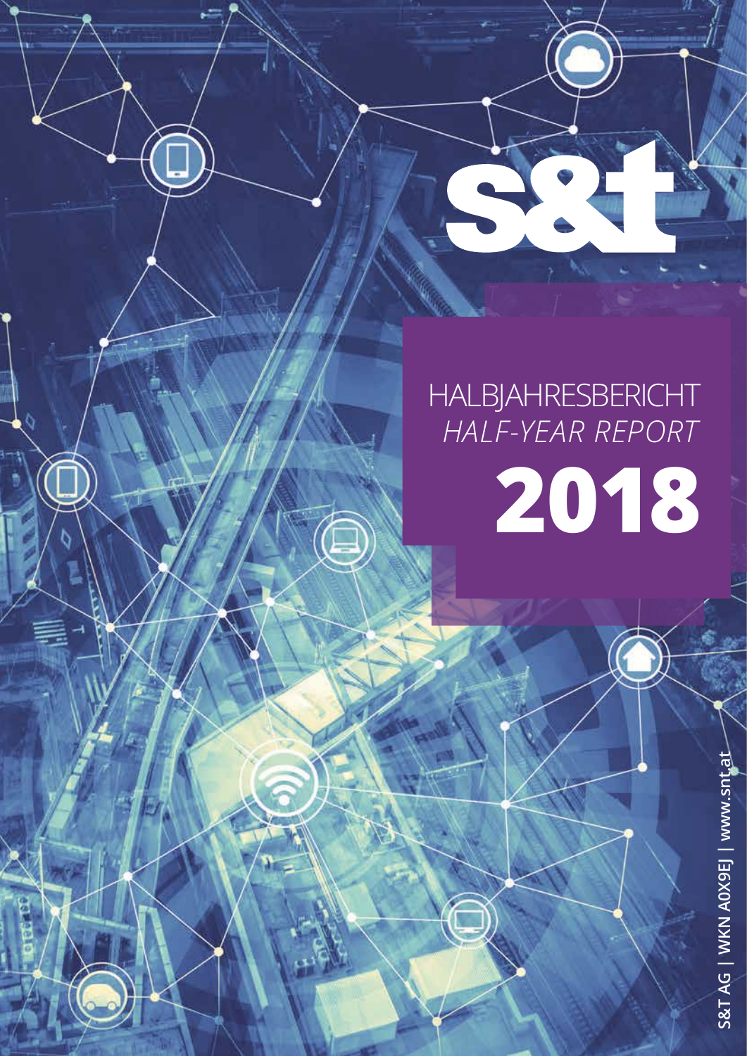s&t

# HALBJAHRESBERICHT

*HALF-YEAR REPORT*

# 2018

S&T AG | WKN A0X9EJ | www.snt.at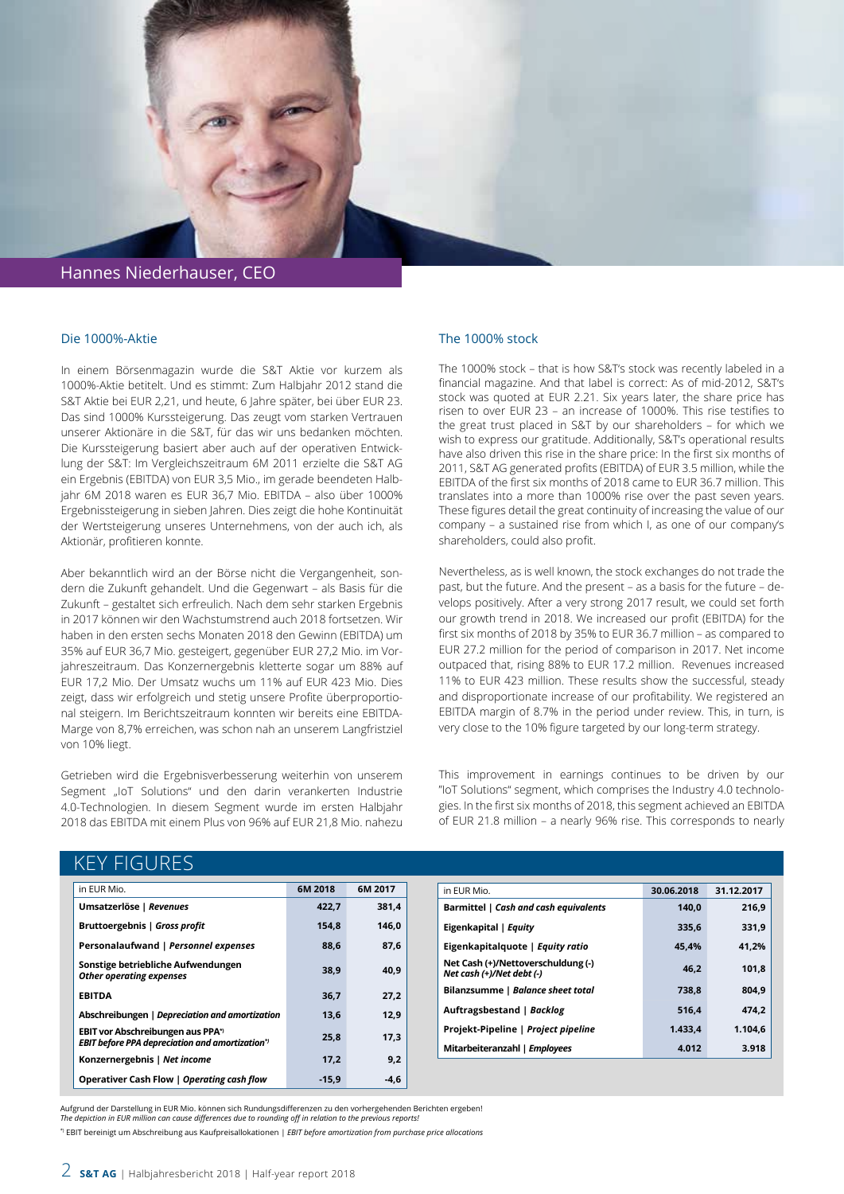Hannes Niederhauser, CEO

## Die 1000%-Aktie

In einem Börsenmagazin wurde die S&T Aktie vor kurzem als 1000%-Aktie betitelt. Und es stimmt: Zum Halbjahr 2012 stand die S&T Aktie bei EUR 2,21, und heute, 6 Jahre später, bei über EUR 23. Das sind 1000% Kurssteigerung. Das zeugt vom starken Vertrauen unserer Aktionäre in die S&T, für das wir uns bedanken möchten. Die Kurssteigerung basiert aber auch auf der operativen Entwicklung der S&T: Im Vergleichszeitraum 6M 2011 erzielte die S&T AG ein Ergebnis (EBITDA) von EUR 3,5 Mio., im gerade beendeten Halbjahr 6M 2018 waren es EUR 36,7 Mio. EBITDA – also über 1000% Ergebnissteigerung in sieben Jahren. Dies zeigt die hohe Kontinuität der Wertsteigerung unseres Unternehmens, von der auch ich, als Aktionär, profitieren konnte.

Aber bekanntlich wird an der Börse nicht die Vergangenheit, sondern die Zukunft gehandelt. Und die Gegenwart – als Basis für die Zukunft – gestaltet sich erfreulich. Nach dem sehr starken Ergebnis in 2017 können wir den Wachstumstrend auch 2018 fortsetzen. Wir haben in den ersten sechs Monaten 2018 den Gewinn (EBITDA) um 35% auf EUR 36,7 Mio. gesteigert, gegenüber EUR 27,2 Mio. im Vorjahreszeitraum. Das Konzernergebnis kletterte sogar um 88% auf EUR 17,2 Mio. Der Umsatz wuchs um 11% auf EUR 423 Mio. Dies zeigt, dass wir erfolgreich und stetig unsere Profite überproportional steigern. Im Berichtszeitraum konnten wir bereits eine EBITDA-Marge von 8,7% erreichen, was schon nah an unserem Langfristziel von 10% liegt.

Getrieben wird die Ergebnisverbesserung weiterhin von unserem Segment „IoT Solutions" und den darin verankerten Industrie 4.0-Technologien. In diesem Segment wurde im ersten Halbjahr 2018 das EBITDA mit einem Plus von 96% auf EUR 21,8 Mio. nahezu

## The 1000% stock

The 1000% stock – that is how S&T's stock was recently labeled in a financial magazine. And that label is correct: As of mid-2012, S&T's stock was quoted at EUR 2.21. Six years later, the share price has risen to over EUR 23 – an increase of 1000%. This rise testifies to the great trust placed in S&T by our shareholders – for which we wish to express our gratitude. Additionally, S&T's operational results have also driven this rise in the share price: In the first six months of 2011, S&T AG generated profits (EBITDA) of EUR 3.5 million, while the EBITDA of the first six months of 2018 came to EUR 36.7 million. This translates into a more than 1000% rise over the past seven years. These figures detail the great continuity of increasing the value of our company – a sustained rise from which I, as one of our company's shareholders, could also profit.

Nevertheless, as is well known, the stock exchanges do not trade the past, but the future. And the present – as a basis for the future – develops positively. After a very strong 2017 result, we could set forth our growth trend in 2018. We increased our profit (EBITDA) for the first six months of 2018 by 35% to EUR 36.7 million – as compared to EUR 27.2 million for the period of comparison in 2017. Net income outpaced that, rising 88% to EUR 17.2 million. Revenues increased 11% to EUR 423 million. These results show the successful, steady and disproportionate increase of our profitability. We registered an EBITDA margin of 8.7% in the period under review. This, in turn, is very close to the 10% figure targeted by our long-term strategy.

This improvement in earnings continues to be driven by our "IoT Solutions" segment, which comprises the Industry 4.0 technologies. In the first six months of 2018, this segment achieved an EBITDA of EUR 21.8 million – a nearly 96% rise. This corresponds to nearly

## KEY FIGURES

| in EUR Mio. | 6M 2018 | 6M 2017 |
|---|---|---|
| **Umsatzerlöse \| *Revenues*** | 422,7 | 381,4 |
| **Bruttoergebnis \| *Gross profit*** | 154,8 | 146,0 |
| **Personalaufwand \| *Personnel expenses*** | 88,6 | 87,6 |
| **Sonstige betriebliche Aufwendungen *Other operating expenses*** | 38,9 | 40,9 |
| **EBITDA** | 36,7 | 27,2 |
| **Abschreibungen \| *Depreciation and amortization*** | 13,6 | 12,9 |
| **EBIT vor Abschreibungen aus PPA[*] *EBIT before PPA depreciation and amortization*[*]** | 25,8 | 17,3 |
| **Konzernergebnis \| *Net income*** | 17,2 | 9,2 |
| **Operativer Cash Flow \| *Operating cash flow*** | -15,9 | -4,6 |

| in EUR Mio. | 30.06.2018 | 31.12.2017 |
|---|---|---|
| **Barmittel \| *Cash and cash equivalents*** | 140,0 | 216,9 |
| **Eigenkapital \| *Equity*** | 335,6 | 331,9 |
| **Eigenkapitalquote \| *Equity ratio*** | 45,4% | 41,2% |
| **Net Cash (+)/Nettoverschuldung (-) *Net cash (+)/Net debt (-)*** | 46,2 | 101,8 |
| **Bilanzsumme \| *Balance sheet total*** | 738,8 | 804,9 |
| **Auftragsbestand \| *Backlog*** | 516,4 | 474,2 |
| **Projekt-Pipeline \| *Project pipeline*** | 1.433,4 | 1.104,6 |
| **Mitarbeiteranzahl \| *Employees*** | 4.012 | 3.918 |

Aufgrund der Darstellung in EUR Mio. können sich Rundungsdifferenzen zu den vorhergehenden Berichten ergeben!
*The depiction in EUR million can cause differences due to rounding off in relation to the previous reports!*

[*] EBIT bereinigt um Abschreibung aus Kaufpreisallokationen | *EBIT before amortization from purchase price allocations*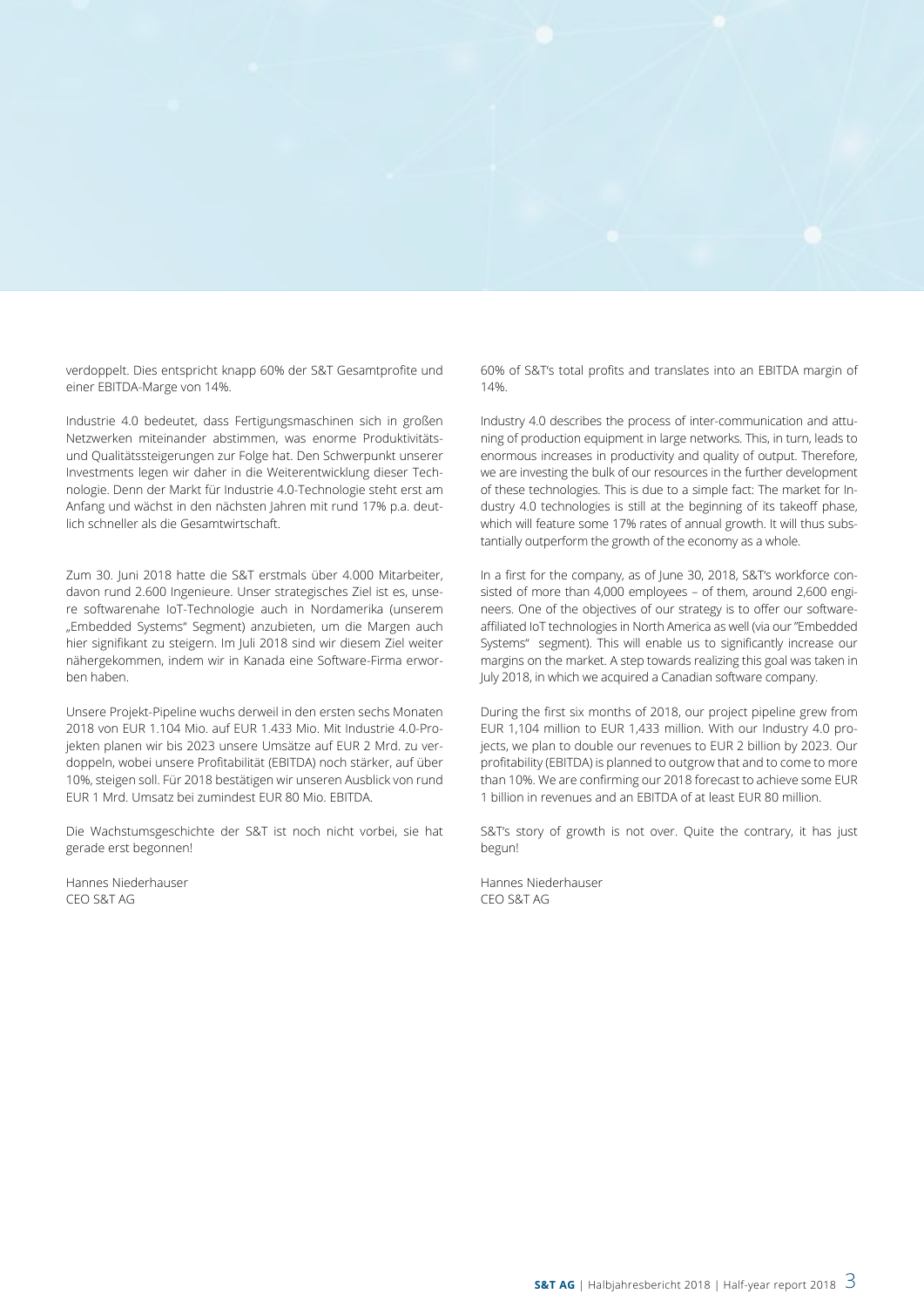verdoppelt. Dies entspricht knapp 60% der S&T Gesamtprofite und einer EBITDA-Marge von 14%.

Industrie 4.0 bedeutet, dass Fertigungsmaschinen sich in großen Netzwerken miteinander abstimmen, was enorme Produktivitäts- und Qualitätssteigerungen zur Folge hat. Den Schwerpunkt unserer Investments legen wir daher in die Weiterentwicklung dieser Technologie. Denn der Markt für Industrie 4.0-Technologie steht erst am Anfang und wächst in den nächsten Jahren mit rund 17% p.a. deutlich schneller als die Gesamtwirtschaft.

Zum 30. Juni 2018 hatte die S&T erstmals über 4.000 Mitarbeiter, davon rund 2.600 Ingenieure. Unser strategisches Ziel ist es, unsere softwarenahe IoT-Technologie auch in Nordamerika (unserem „Embedded Systems" Segment) anzubieten, um die Margen auch hier signifikant zu steigern. Im Juli 2018 sind wir diesem Ziel weiter nähergekommen, indem wir in Kanada eine Software-Firma erworben haben.

Unsere Projekt-Pipeline wuchs derweil in den ersten sechs Monaten 2018 von EUR 1.104 Mio. auf EUR 1.433 Mio. Mit Industrie 4.0-Projekten planen wir bis 2023 unsere Umsätze auf EUR 2 Mrd. zu verdoppeln, wobei unsere Profitabilität (EBITDA) noch stärker, auf über 10%, steigen soll. Für 2018 bestätigen wir unseren Ausblick von rund EUR 1 Mrd. Umsatz bei zumindest EUR 80 Mio. EBITDA.

Die Wachstumsgeschichte der S&T ist noch nicht vorbei, sie hat gerade erst begonnen!

Hannes Niederhauser
CEO S&T AG

60% of S&T's total profits and translates into an EBITDA margin of 14%.

Industry 4.0 describes the process of inter-communication and attuning of production equipment in large networks. This, in turn, leads to enormous increases in productivity and quality of output. Therefore, we are investing the bulk of our resources in the further development of these technologies. This is due to a simple fact: The market for Industry 4.0 technologies is still at the beginning of its takeoff phase, which will feature some 17% rates of annual growth. It will thus substantially outperform the growth of the economy as a whole.

In a first for the company, as of June 30, 2018, S&T's workforce consisted of more than 4,000 employees – of them, around 2,600 engineers. One of the objectives of our strategy is to offer our software-affiliated IoT technologies in North America as well (via our "Embedded Systems" segment). This will enable us to significantly increase our margins on the market. A step towards realizing this goal was taken in July 2018, in which we acquired a Canadian software company.

During the first six months of 2018, our project pipeline grew from EUR 1,104 million to EUR 1,433 million. With our Industry 4.0 projects, we plan to double our revenues to EUR 2 billion by 2023. Our profitability (EBITDA) is planned to outgrow that and to come to more than 10%. We are confirming our 2018 forecast to achieve some EUR 1 billion in revenues and an EBITDA of at least EUR 80 million.

S&T's story of growth is not over. Quite the contrary, it has just begun!

Hannes Niederhauser
CEO S&T AG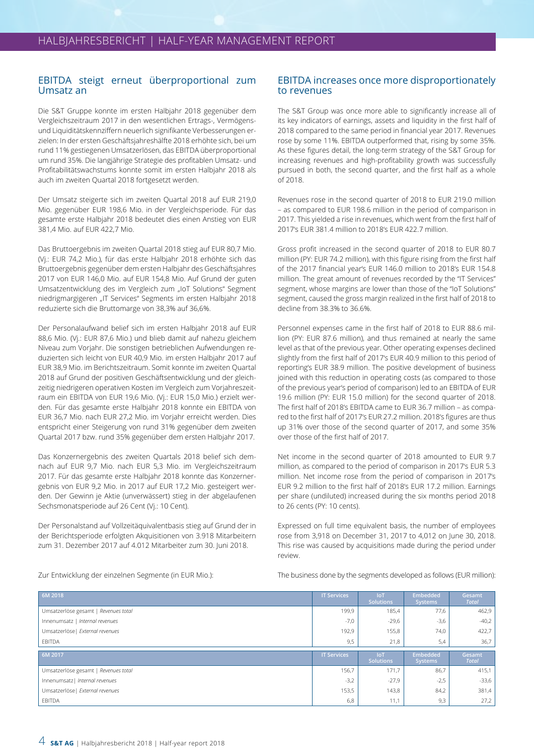## EBITDA steigt erneut überproportional zum Umsatz an

Die S&T Gruppe konnte im ersten Halbjahr 2018 gegenüber dem Vergleichszeitraum 2017 in den wesentlichen Ertrags-, Vermögens- und Liquiditätskennziffern neuerlich signifikante Verbesserungen erzielen: In der ersten Geschäftsjahreshälfte 2018 erhöhte sich, bei um rund 11% gestiegenen Umsatzerlösen, das EBITDA überproportional um rund 35%. Die langjährige Strategie des profitablen Umsatz- und Profitabilitätswachstums konnte somit im ersten Halbjahr 2018 als auch im zweiten Quartal 2018 fortgesetzt werden.

Der Umsatz steigerte sich im zweiten Quartal 2018 auf EUR 219,0 Mio. gegenüber EUR 198,6 Mio. in der Vergleichsperiode. Für das gesamte erste Halbjahr 2018 bedeutet dies einen Anstieg von EUR 381,4 Mio. auf EUR 422,7 Mio.

Das Bruttoergebnis im zweiten Quartal 2018 stieg auf EUR 80,7 Mio. (Vj.: EUR 74,2 Mio.), für das erste Halbjahr 2018 erhöhte sich das Bruttoergebnis gegenüber dem ersten Halbjahr des Geschäftsjahres 2017 von EUR 146,0 Mio. auf EUR 154,8 Mio. Auf Grund der guten Umsatzentwicklung des im Vergleich zum „IoT Solutions" Segment niedrigmargigeren „IT Services" Segments im ersten Halbjahr 2018 reduzierte sich die Bruttomarge von 38,3% auf 36,6%.

Der Personalaufwand belief sich im ersten Halbjahr 2018 auf EUR 88,6 Mio. (Vj.: EUR 87,6 Mio.) und blieb damit auf nahezu gleichem Niveau zum Vorjahr. Die sonstigen betrieblichen Aufwendungen reduzierten sich leicht von EUR 40,9 Mio. im ersten Halbjahr 2017 auf EUR 38,9 Mio. im Berichtszeitraum. Somit konnte im zweiten Quartal 2018 auf Grund der positiven Geschäftsentwicklung und der gleichzeitig niedrigeren operativen Kosten im Vergleich zum Vorjahreszeitraum ein EBITDA von EUR 19,6 Mio. (Vj.: EUR 15,0 Mio.) erzielt werden. Für das gesamte erste Halbjahr 2018 konnte ein EBITDA von EUR 36,7 Mio. nach EUR 27,2 Mio. im Vorjahr erreicht werden. Dies entspricht einer Steigerung von rund 31% gegenüber dem zweiten Quartal 2017 bzw. rund 35% gegenüber dem ersten Halbjahr 2017.

Das Konzernergebnis des zweiten Quartals 2018 belief sich demnach auf EUR 9,7 Mio. nach EUR 5,3 Mio. im Vergleichszeitraum 2017. Für das gesamte erste Halbjahr 2018 konnte das Konzernergebnis von EUR 9,2 Mio. in 2017 auf EUR 17,2 Mio. gesteigert werden. Der Gewinn je Aktie (unverwässert) stieg in der abgelaufenen Sechsmonatsperiode auf 26 Cent (Vj.: 10 Cent).

Der Personalstand auf Vollzeitäquivalentbasis stieg auf Grund der in der Berichtsperiode erfolgten Akquisitionen von 3.918 Mitarbeitern zum 31. Dezember 2017 auf 4.012 Mitarbeiter zum 30. Juni 2018.

Zur Entwicklung der einzelnen Segmente (in EUR Mio.):

## EBITDA increases once more disproportionately to revenues

The S&T Group was once more able to significantly increase all of its key indicators of earnings, assets and liquidity in the first half of 2018 compared to the same period in financial year 2017. Revenues rose by some 11%. EBITDA outperformed that, rising by some 35%. As these figures detail, the long-term strategy of the S&T Group for increasing revenues and high-profitability growth was successfully pursued in both, the second quarter, and the first half as a whole of 2018.

Revenues rose in the second quarter of 2018 to EUR 219.0 million – as compared to EUR 198.6 million in the period of comparison in 2017. This yielded a rise in revenues, which went from the first half of 2017's EUR 381.4 million to 2018's EUR 422.7 million.

Gross profit increased in the second quarter of 2018 to EUR 80.7 million (PY: EUR 74.2 million), with this figure rising from the first half of the 2017 financial year's EUR 146.0 million to 2018's EUR 154.8 million. The great amount of revenues recorded by the "IT Services" segment, whose margins are lower than those of the "IoT Solutions" segment, caused the gross margin realized in the first half of 2018 to decline from 38.3% to 36.6%.

Personnel expenses came in the first half of 2018 to EUR 88.6 million (PY: EUR 87.6 million), and thus remained at nearly the same level as that of the previous year. Other operating expenses declined slightly from the first half of 2017's EUR 40.9 million to this period of reporting's EUR 38.9 million. The positive development of business joined with this reduction in operating costs (as compared to those of the previous year's period of comparison) led to an EBITDA of EUR 19.6 million (PY: EUR 15.0 million) for the second quarter of 2018. The first half of 2018's EBITDA came to EUR 36.7 million – as compared to the first half of 2017's EUR 27.2 million. 2018's figures are thus up 31% over those of the second quarter of 2017, and some 35% over those of the first half of 2017.

Net income in the second quarter of 2018 amounted to EUR 9.7 million, as compared to the period of comparison in 2017's EUR 5.3 million. Net income rose from the period of comparison in 2017's EUR 9.2 million to the first half of 2018's EUR 17.2 million. Earnings per share (undiluted) increased during the six months period 2018 to 26 cents (PY: 10 cents).

Expressed on full time equivalent basis, the number of employees rose from 3,918 on December 31, 2017 to 4,012 on June 30, 2018. This rise was caused by acquisitions made during the period under review.

The business done by the segments developed as follows (EUR million):

| 6M 2018 | IT Services | IoT Solutions | Embedded Systems | Gesamt *Total* |
|---|---|---|---|---|
| Umsatzerlöse gesamt \| *Revenues total* | 199,9 | 185,4 | 77,6 | 462,9 |
| Innenumsatz \| *Internal revenues* | -7,0 | -29,6 | -3,6 | -40,2 |
| Umsatzerlöse \| *External revenues* | 192,9 | 155,8 | 74,0 | 422,7 |
| EBITDA | 9,5 | 21,8 | 5,4 | 36,7 |

| 6M 2017 | IT Services | IoT Solutions | Embedded Systems | Gesamt *Total* |
|---|---|---|---|---|
| Umsatzerlöse gesamt \| *Revenues total* | 156,7 | 171,7 | 86,7 | 415,1 |
| Innenumsatz \| *Internal revenues* | -3,2 | -27,9 | -2,5 | -33,6 |
| Umsatzerlöse \| *External revenues* | 153,5 | 143,8 | 84,2 | 381,4 |
| EBITDA | 6,8 | 11,1 | 9,3 | 27,2 |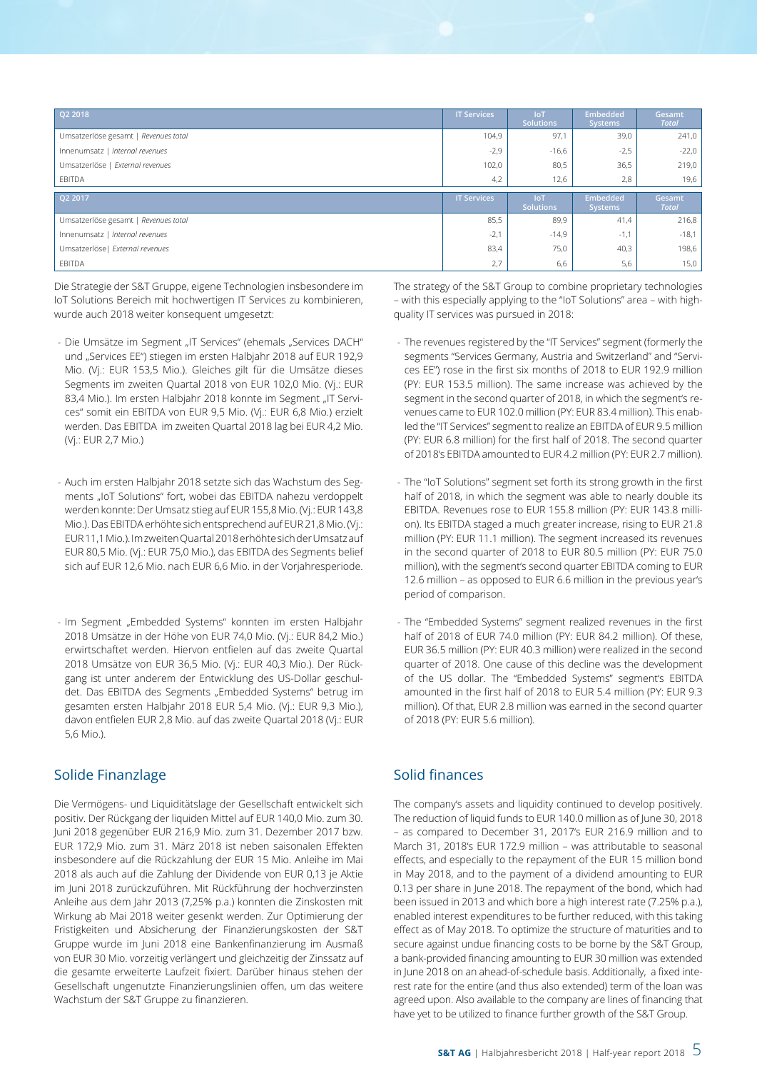| Q2 2018 | IT Services | IoT Solutions | Embedded Systems | Gesamt *Total* |
|---|---|---|---|---|
| Umsatzerlöse gesamt \| *Revenues total* | 104,9 | 97,1 | 39,0 | 241,0 |
| Innenumsatz \| *Internal revenues* | -2,9 | -16,6 | -2,5 | -22,0 |
| Umsatzerlöse \| *External revenues* | 102,0 | 80,5 | 36,5 | 219,0 |
| EBITDA | 4,2 | 12,6 | 2,8 | 19,6 |

| Q2 2017 | IT Services | IoT Solutions | Embedded Systems | Gesamt *Total* |
|---|---|---|---|---|
| Umsatzerlöse gesamt \| *Revenues total* | 85,5 | 89,9 | 41,4 | 216,8 |
| Innenumsatz \| *Internal revenues* | -2,1 | -14,9 | -1,1 | -18,1 |
| Umsatzerlöse\| *External revenues* | 83,4 | 75,0 | 40,3 | 198,6 |
| EBITDA | 2,7 | 6,6 | 5,6 | 15,0 |

Die Strategie der S&T Gruppe, eigene Technologien insbesondere im IoT Solutions Bereich mit hochwertigen IT Services zu kombinieren, wurde auch 2018 weiter konsequent umgesetzt:

- Die Umsätze im Segment „IT Services" (ehemals „Services DACH" und „Services EE") stiegen im ersten Halbjahr 2018 auf EUR 192,9 Mio. (Vj.: EUR 153,5 Mio.). Gleiches gilt für die Umsätze dieses Segments im zweiten Quartal 2018 von EUR 102,0 Mio. (Vj.: EUR 83,4 Mio.). Im ersten Halbjahr 2018 konnte im Segment „IT Services" somit ein EBITDA von EUR 9,5 Mio. (Vj.: EUR 6,8 Mio.) erzielt werden. Das EBITDA im zweiten Quartal 2018 lag bei EUR 4,2 Mio. (Vj.: EUR 2,7 Mio.)

- Auch im ersten Halbjahr 2018 setzte sich das Wachstum des Segments „IoT Solutions" fort, wobei das EBITDA nahezu verdoppelt werden konnte: Der Umsatz stieg auf EUR 155,8 Mio. (Vj.: EUR 143,8 Mio.). Das EBITDA erhöhte sich entsprechend auf EUR 21,8 Mio. (Vj.: EUR 11,1 Mio.). Im zweiten Quartal 2018 erhöhte sich der Umsatz auf EUR 80,5 Mio. (Vj.: EUR 75,0 Mio.), das EBITDA des Segments belief sich auf EUR 12,6 Mio. nach EUR 6,6 Mio. in der Vorjahresperiode.

- Im Segment „Embedded Systems" konnten im ersten Halbjahr 2018 Umsätze in der Höhe von EUR 74,0 Mio. (Vj.: EUR 84,2 Mio.) erwirtschaftet werden. Hiervon entfielen auf das zweite Quartal 2018 Umsätze von EUR 36,5 Mio. (Vj.: EUR 40,3 Mio.). Der Rückgang ist unter anderem der Entwicklung des US-Dollar geschuldet. Das EBITDA des Segments „Embedded Systems" betrug im gesamten ersten Halbjahr 2018 EUR 5,4 Mio. (Vj.: EUR 9,3 Mio.), davon entfielen EUR 2,8 Mio. auf das zweite Quartal 2018 (Vj.: EUR 5,6 Mio.).

## Solide Finanzlage

Die Vermögens- und Liquiditätslage der Gesellschaft entwickelt sich positiv. Der Rückgang der liquiden Mittel auf EUR 140,0 Mio. zum 30. Juni 2018 gegenüber EUR 216,9 Mio. zum 31. Dezember 2017 bzw. EUR 172,9 Mio. zum 31. März 2018 ist neben saisonalen Effekten insbesondere auf die Rückzahlung der EUR 15 Mio. Anleihe im Mai 2018 als auch auf die Zahlung der Dividende von EUR 0,13 je Aktie im Juni 2018 zurückzuführen. Mit Rückführung der hochverzinsten Anleihe aus dem Jahr 2013 (7,25% p.a.) konnten die Zinskosten mit Wirkung ab Mai 2018 weiter gesenkt werden. Zur Optimierung der Fristigkeiten und Absicherung der Finanzierungskosten der S&T Gruppe wurde im Juni 2018 eine Bankenfinanzierung im Ausmaß von EUR 30 Mio. vorzeitig verlängert und gleichzeitig der Zinssatz auf die gesamte erweiterte Laufzeit fixiert. Darüber hinaus stehen der Gesellschaft ungenutzte Finanzierungslinien offen, um das weitere Wachstum der S&T Gruppe zu finanzieren.

The strategy of the S&T Group to combine proprietary technologies – with this especially applying to the "IoT Solutions" area – with high-quality IT services was pursued in 2018:

- The revenues registered by the "IT Services" segment (formerly the segments "Services Germany, Austria and Switzerland" and "Services EE") rose in the first six months of 2018 to EUR 192.9 million (PY: EUR 153.5 million). The same increase was achieved by the segment in the second quarter of 2018, in which the segment's revenues came to EUR 102.0 million (PY: EUR 83.4 million). This enabled the "IT Services" segment to realize an EBITDA of EUR 9.5 million (PY: EUR 6.8 million) for the first half of 2018. The second quarter of 2018's EBITDA amounted to EUR 4.2 million (PY: EUR 2.7 million).

- The "IoT Solutions" segment set forth its strong growth in the first half of 2018, in which the segment was able to nearly double its EBITDA. Revenues rose to EUR 155.8 million (PY: EUR 143.8 million). Its EBITDA staged a much greater increase, rising to EUR 21.8 million (PY: EUR 11.1 million). The segment increased its revenues in the second quarter of 2018 to EUR 80.5 million (PY: EUR 75.0 million), with the segment's second quarter EBITDA coming to EUR 12.6 million – as opposed to EUR 6.6 million in the previous year's period of comparison.

- The "Embedded Systems" segment realized revenues in the first half of 2018 of EUR 74.0 million (PY: EUR 84.2 million). Of these, EUR 36.5 million (PY: EUR 40.3 million) were realized in the second quarter of 2018. One cause of this decline was the development of the US dollar. The "Embedded Systems" segment's EBITDA amounted in the first half of 2018 to EUR 5.4 million (PY: EUR 9.3 million). Of that, EUR 2.8 million was earned in the second quarter of 2018 (PY: EUR 5.6 million).

## Solid finances

The company's assets and liquidity continued to develop positively. The reduction of liquid funds to EUR 140.0 million as of June 30, 2018 – as compared to December 31, 2017's EUR 216.9 million and to March 31, 2018's EUR 172.9 million – was attributable to seasonal effects, and especially to the repayment of the EUR 15 million bond in May 2018, and to the payment of a dividend amounting to EUR 0.13 per share in June 2018. The repayment of the bond, which had been issued in 2013 and which bore a high interest rate (7.25% p.a.), enabled interest expenditures to be further reduced, with this taking effect as of May 2018. To optimize the structure of maturities and to secure against undue financing costs to be borne by the S&T Group, a bank-provided financing amounting to EUR 30 million was extended in June 2018 on an ahead-of-schedule basis. Additionally, a fixed interest rate for the entire (and thus also extended) term of the loan was agreed upon. Also available to the company are lines of financing that have yet to be utilized to finance further growth of the S&T Group.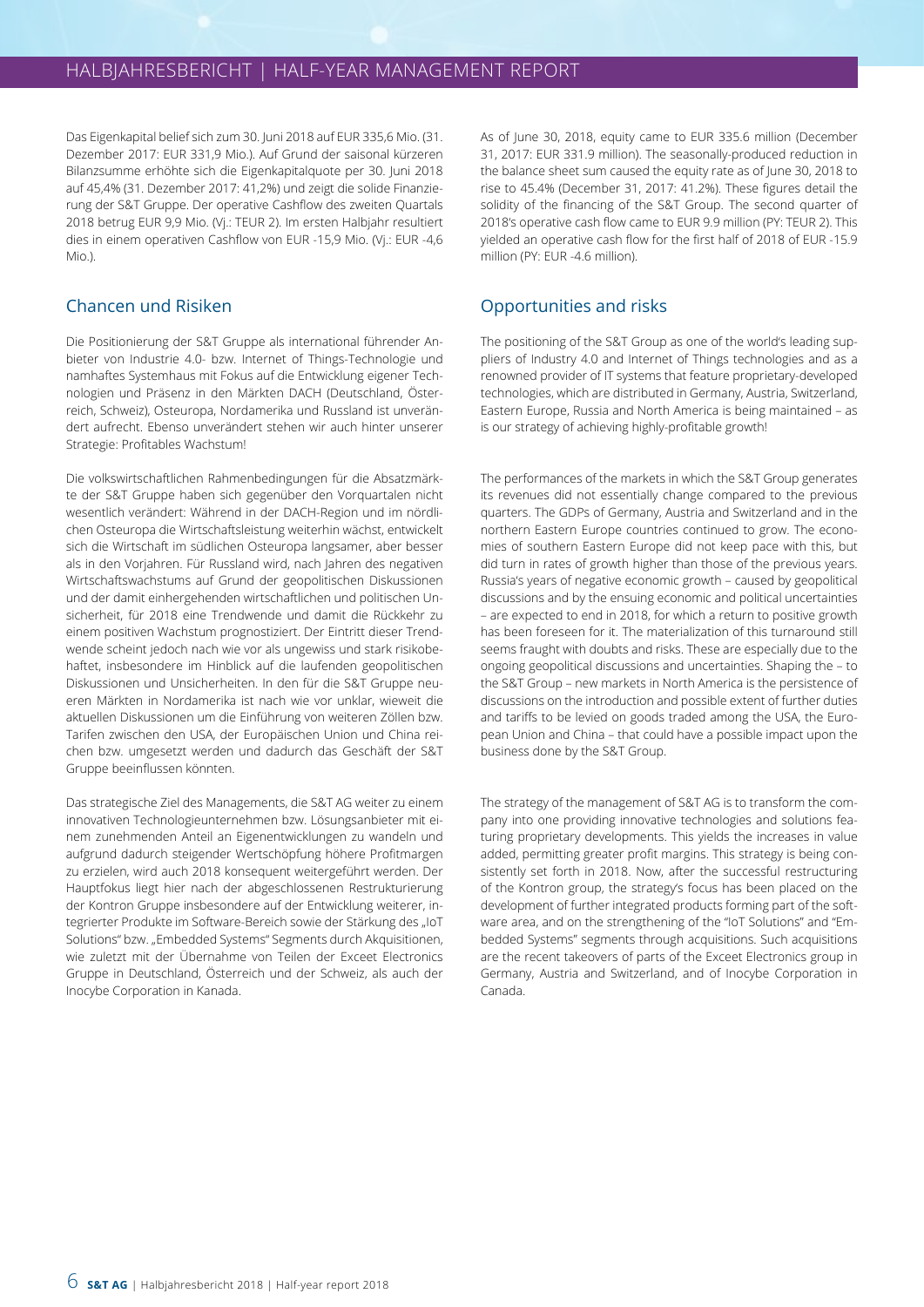Das Eigenkapital belief sich zum 30. Juni 2018 auf EUR 335,6 Mio. (31. Dezember 2017: EUR 331,9 Mio.). Auf Grund der saisonal kürzeren Bilanzsumme erhöhte sich die Eigenkapitalquote per 30. Juni 2018 auf 45,4% (31. Dezember 2017: 41,2%) und zeigt die solide Finanzierung der S&T Gruppe. Der operative Cashflow des zweiten Quartals 2018 betrug EUR 9,9 Mio. (Vj.: TEUR 2). Im ersten Halbjahr resultiert dies in einem operativen Cashflow von EUR -15,9 Mio. (Vj.: EUR -4,6 Mio.).

## Chancen und Risiken

Die Positionierung der S&T Gruppe als international führender Anbieter von Industrie 4.0- bzw. Internet of Things-Technologie und namhaftes Systemhaus mit Fokus auf die Entwicklung eigener Technologien und Präsenz in den Märkten DACH (Deutschland, Österreich, Schweiz), Osteuropa, Nordamerika und Russland ist unverändert aufrecht. Ebenso unverändert stehen wir auch hinter unserer Strategie: Profitables Wachstum!

Die volkswirtschaftlichen Rahmenbedingungen für die Absatzmärkte der S&T Gruppe haben sich gegenüber den Vorquartalen nicht wesentlich verändert: Während in der DACH-Region und im nördlichen Osteuropa die Wirtschaftsleistung weiterhin wächst, entwickelt sich die Wirtschaft im südlichen Osteuropa langsamer, aber besser als in den Vorjahren. Für Russland wird, nach Jahren des negativen Wirtschaftswachstums auf Grund der geopolitischen Diskussionen und der damit einhergehenden wirtschaftlichen und politischen Unsicherheit, für 2018 eine Trendwende und damit die Rückkehr zu einem positiven Wachstum prognostiziert. Der Eintritt dieser Trendwende scheint jedoch nach wie vor als ungewiss und stark risikobehaftet, insbesondere im Hinblick auf die laufenden geopolitischen Diskussionen und Unsicherheiten. In den für die S&T Gruppe neueren Märkten in Nordamerika ist nach wie vor unklar, wieweit die aktuellen Diskussionen um die Einführung von weiteren Zöllen bzw. Tarifen zwischen den USA, der Europäischen Union und China reichen bzw. umgesetzt werden und dadurch das Geschäft der S&T Gruppe beeinflussen könnten.

Das strategische Ziel des Managements, die S&T AG weiter zu einem innovativen Technologieunternehmen bzw. Lösungsanbieter mit einem zunehmenden Anteil an Eigenentwicklungen zu wandeln und aufgrund dadurch steigender Wertschöpfung höhere Profitmargen zu erzielen, wird auch 2018 konsequent weitergeführt werden. Der Hauptfokus liegt hier nach der abgeschlossenen Restrukturierung der Kontron Gruppe insbesondere auf der Entwicklung weiterer, integrierter Produkte im Software-Bereich sowie der Stärkung des „IoT Solutions" bzw. „Embedded Systems" Segments durch Akquisitionen, wie zuletzt mit der Übernahme von Teilen der Exceet Electronics Gruppe in Deutschland, Österreich und der Schweiz, als auch der Inocybe Corporation in Kanada.

As of June 30, 2018, equity came to EUR 335.6 million (December 31, 2017: EUR 331.9 million). The seasonally-produced reduction in the balance sheet sum caused the equity rate as of June 30, 2018 to rise to 45.4% (December 31, 2017: 41.2%). These figures detail the solidity of the financing of the S&T Group. The second quarter of 2018's operative cash flow came to EUR 9.9 million (PY: TEUR 2). This yielded an operative cash flow for the first half of 2018 of EUR -15.9 million (PY: EUR -4.6 million).

## Opportunities and risks

The positioning of the S&T Group as one of the world's leading suppliers of Industry 4.0 and Internet of Things technologies and as a renowned provider of IT systems that feature proprietary-developed technologies, which are distributed in Germany, Austria, Switzerland, Eastern Europe, Russia and North America is being maintained – as is our strategy of achieving highly-profitable growth!

The performances of the markets in which the S&T Group generates its revenues did not essentially change compared to the previous quarters. The GDPs of Germany, Austria and Switzerland and in the northern Eastern Europe countries continued to grow. The economies of southern Eastern Europe did not keep pace with this, but did turn in rates of growth higher than those of the previous years. Russia's years of negative economic growth – caused by geopolitical discussions and by the ensuing economic and political uncertainties – are expected to end in 2018, for which a return to positive growth has been foreseen for it. The materialization of this turnaround still seems fraught with doubts and risks. These are especially due to the ongoing geopolitical discussions and uncertainties. Shaping the – to the S&T Group – new markets in North America is the persistence of discussions on the introduction and possible extent of further duties and tariffs to be levied on goods traded among the USA, the European Union and China – that could have a possible impact upon the business done by the S&T Group.

The strategy of the management of S&T AG is to transform the company into one providing innovative technologies and solutions featuring proprietary developments. This yields the increases in value added, permitting greater profit margins. This strategy is being consistently set forth in 2018. Now, after the successful restructuring of the Kontron group, the strategy's focus has been placed on the development of further integrated products forming part of the software area, and on the strengthening of the "IoT Solutions" and "Embedded Systems" segments through acquisitions. Such acquisitions are the recent takeovers of parts of the Exceet Electronics group in Germany, Austria and Switzerland, and of Inocybe Corporation in Canada.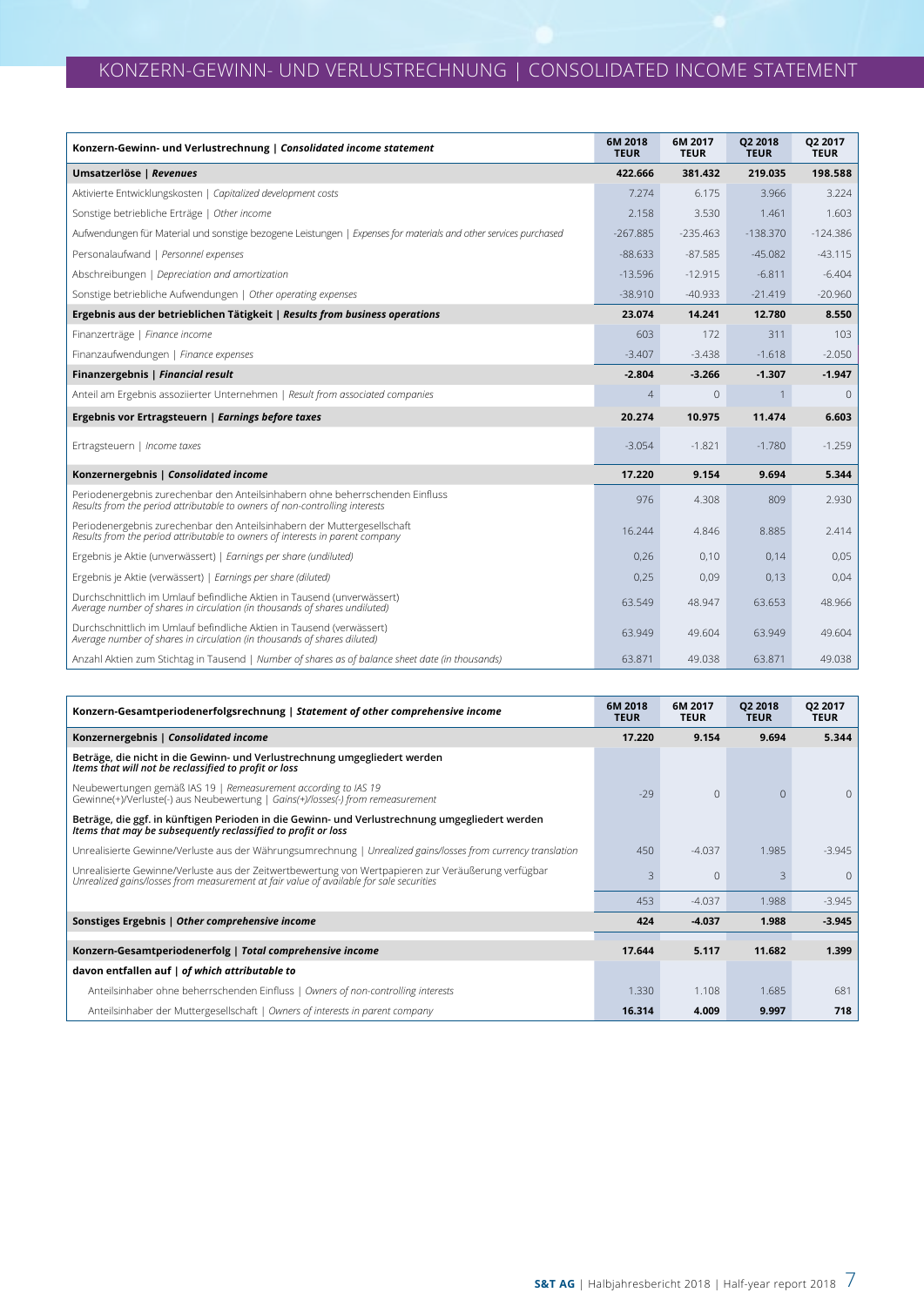# KONZERN-GEWINN- UND VERLUSTRECHNUNG | CONSOLIDATED INCOME STATEMENT

| **Konzern-Gewinn- und Verlustrechnung \| *Consolidated income statement*** | **6M 2018 TEUR** | **6M 2017 TEUR** | **Q2 2018 TEUR** | **Q2 2017 TEUR** |
|---|---|---|---|---|
| **Umsatzerlöse \| *Revenues*** | **422.666** | **381.432** | **219.035** | **198.588** |
| Aktivierte Entwicklungskosten \| *Capitalized development costs* | 7.274 | 6.175 | 3.966 | 3.224 |
| Sonstige betriebliche Erträge \| *Other income* | 2.158 | 3.530 | 1.461 | 1.603 |
| Aufwendungen für Material und sonstige bezogene Leistungen \| *Expenses for materials and other services purchased* | -267.885 | -235.463 | -138.370 | -124.386 |
| Personalaufwand \| *Personnel expenses* | -88.633 | -87.585 | -45.082 | -43.115 |
| Abschreibungen \| *Depreciation and amortization* | -13.596 | -12.915 | -6.811 | -6.404 |
| Sonstige betriebliche Aufwendungen \| *Other operating expenses* | -38.910 | -40.933 | -21.419 | -20.960 |
| **Ergebnis aus der betrieblichen Tätigkeit \| *Results from business operations*** | **23.074** | **14.241** | **12.780** | **8.550** |
| Finanzerträge \| *Finance income* | 603 | 172 | 311 | 103 |
| Finanzaufwendungen \| *Finance expenses* | -3.407 | -3.438 | -1.618 | -2.050 |
| **Finanzergebnis \| *Financial result*** | **-2.804** | **-3.266** | **-1.307** | **-1.947** |
| Anteil am Ergebnis assoziierter Unternehmen \| *Result from associated companies* | 4 | 0 | 1 | 0 |
| **Ergebnis vor Ertragsteuern \| *Earnings before taxes*** | **20.274** | **10.975** | **11.474** | **6.603** |
| Ertragsteuern \| *Income taxes* | -3.054 | -1.821 | -1.780 | -1.259 |
| **Konzernergebnis \| *Consolidated income*** | **17.220** | **9.154** | **9.694** | **5.344** |
| Periodenergebnis zurechenbar den Anteilsinhabern ohne beherrschenden Einfluss *Results from the period attributable to owners of non-controlling interests* | 976 | 4.308 | 809 | 2.930 |
| Periodenergebnis zurechenbar den Anteilsinhabern der Muttergesellschaft *Results from the period attributable to owners of interests in parent company* | 16.244 | 4.846 | 8.885 | 2.414 |
| Ergebnis je Aktie (unverwässert) \| *Earnings per share (undiluted)* | 0,26 | 0,10 | 0,14 | 0,05 |
| Ergebnis je Aktie (verwässert) \| *Earnings per share (diluted)* | 0,25 | 0,09 | 0,13 | 0,04 |
| Durchschnittlich im Umlauf befindliche Aktien in Tausend (unverwässert) *Average number of shares in circulation (in thousands of shares undiluted)* | 63.549 | 48.947 | 63.653 | 48.966 |
| Durchschnittlich im Umlauf befindliche Aktien in Tausend (verwässert) *Average number of shares in circulation (in thousands of shares diluted)* | 63.949 | 49.604 | 63.949 | 49.604 |
| Anzahl Aktien zum Stichtag in Tausend \| *Number of shares as of balance sheet date (in thousands)* | 63.871 | 49.038 | 63.871 | 49.038 |

| **Konzern-Gesamtperiodenerfolgsrechnung \| *Statement of other comprehensive income*** | **6M 2018 TEUR** | **6M 2017 TEUR** | **Q2 2018 TEUR** | **Q2 2017 TEUR** |
|---|---|---|---|---|
| **Konzernergebnis \| *Consolidated income*** | **17.220** | **9.154** | **9.694** | **5.344** |
| **Beträge, die nicht in die Gewinn- und Verlustrechnung umgegliedert werden *Items that will not be reclassified to profit or loss*** | | | | |
| Neubewertungen gemäß IAS 19 \| *Remeasurement according to IAS 19* Gewinne(+)/Verluste(-) aus Neubewertung \| *Gains(+)/losses(-) from remeasurement* | -29 | 0 | 0 | 0 |
| **Beträge, die ggf. in künftigen Perioden in die Gewinn- und Verlustrechnung umgegliedert werden *Items that may be subsequently reclassified to profit or loss*** | | | | |
| Unrealisierte Gewinne/Verluste aus der Währungsumrechnung \| *Unrealized gains/losses from currency translation* | 450 | -4.037 | 1.985 | -3.945 |
| Unrealisierte Gewinne/Verluste aus der Zeitwertbewertung von Wertpapieren zur Veräußerung verfügbar *Unrealized gains/losses from measurement at fair value of available for sale securities* | 3 | 0 | 3 | 0 |
| | 453 | -4.037 | 1.988 | -3.945 |
| **Sonstiges Ergebnis \| *Other comprehensive income*** | **424** | **-4.037** | **1.988** | **-3.945** |
| **Konzern-Gesamtperiodenerfolg \| *Total comprehensive income*** | **17.644** | **5.117** | **11.682** | **1.399** |
| **davon entfallen auf \| *of which attributable to*** | | | | |
| Anteilsinhaber ohne beherrschenden Einfluss \| *Owners of non-controlling interests* | 1.330 | 1.108 | 1.685 | 681 |
| Anteilsinhaber der Muttergesellschaft \| *Owners of interests in parent company* | **16.314** | **4.009** | **9.997** | **718** |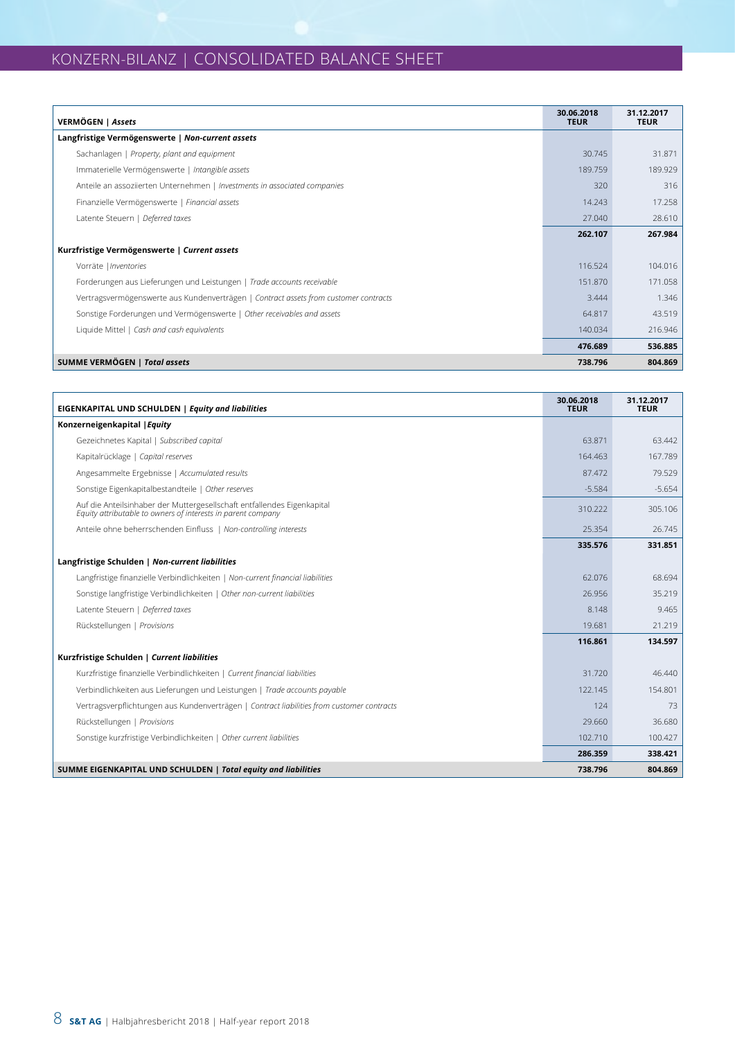# KONZERN-BILANZ | CONSOLIDATED BALANCE SHEET

| **VERMÖGEN \| *Assets*** | **30.06.2018 TEUR** | **31.12.2017 TEUR** |
|---|---|---|
| **Langfristige Vermögenswerte \| *Non-current assets*** | | |
| Sachanlagen \| *Property, plant and equipment* | 30.745 | 31.871 |
| Immaterielle Vermögenswerte \| *Intangible assets* | 189.759 | 189.929 |
| Anteile an assoziierten Unternehmen \| *Investments in associated companies* | 320 | 316 |
| Finanzielle Vermögenswerte \| *Financial assets* | 14.243 | 17.258 |
| Latente Steuern \| *Deferred taxes* | 27.040 | 28.610 |
| | **262.107** | **267.984** |
| **Kurzfristige Vermögenswerte \| *Current assets*** | | |
| Vorräte \| *Inventories* | 116.524 | 104.016 |
| Forderungen aus Lieferungen und Leistungen \| *Trade accounts receivable* | 151.870 | 171.058 |
| Vertragsvermögenswerte aus Kundenverträgen \| *Contract assets from customer contracts* | 3.444 | 1.346 |
| Sonstige Forderungen und Vermögenswerte \| *Other receivables and assets* | 64.817 | 43.519 |
| Liquide Mittel \| *Cash and cash equivalents* | 140.034 | 216.946 |
| | **476.689** | **536.885** |
| **SUMME VERMÖGEN \| *Total assets*** | **738.796** | **804.869** |

| **EIGENKAPITAL UND SCHULDEN \| *Equity and liabilities*** | **30.06.2018 TEUR** | **31.12.2017 TEUR** |
|---|---|---|
| **Konzerneigenkapital \| *Equity*** | | |
| Gezeichnetes Kapital \| *Subscribed capital* | 63.871 | 63.442 |
| Kapitalrücklage \| *Capital reserves* | 164.463 | 167.789 |
| Angesammelte Ergebnisse \| *Accumulated results* | 87.472 | 79.529 |
| Sonstige Eigenkapitalbestandteile \| *Other reserves* | -5.584 | -5.654 |
| Auf die Anteilsinhaber der Muttergesellschaft entfallendes Eigenkapital *Equity attributable to owners of interests in parent company* | 310.222 | 305.106 |
| Anteile ohne beherrschenden Einfluss \| *Non-controlling interests* | 25.354 | 26.745 |
| | **335.576** | **331.851** |
| **Langfristige Schulden \| *Non-current liabilities*** | | |
| Langfristige finanzielle Verbindlichkeiten \| *Non-current financial liabilities* | 62.076 | 68.694 |
| Sonstige langfristige Verbindlichkeiten \| *Other non-current liabilities* | 26.956 | 35.219 |
| Latente Steuern \| *Deferred taxes* | 8.148 | 9.465 |
| Rückstellungen \| *Provisions* | 19.681 | 21.219 |
| | **116.861** | **134.597** |
| **Kurzfristige Schulden \| *Current liabilities*** | | |
| Kurzfristige finanzielle Verbindlichkeiten \| *Current financial liabilities* | 31.720 | 46.440 |
| Verbindlichkeiten aus Lieferungen und Leistungen \| *Trade accounts payable* | 122.145 | 154.801 |
| Vertragsverpflichtungen aus Kundenverträgen \| *Contract liabilities from customer contracts* | 124 | 73 |
| Rückstellungen \| *Provisions* | 29.660 | 36.680 |
| Sonstige kurzfristige Verbindlichkeiten \| *Other current liabilities* | 102.710 | 100.427 |
| | **286.359** | **338.421** |
| **SUMME EIGENKAPITAL UND SCHULDEN \| *Total equity and liabilities*** | **738.796** | **804.869** |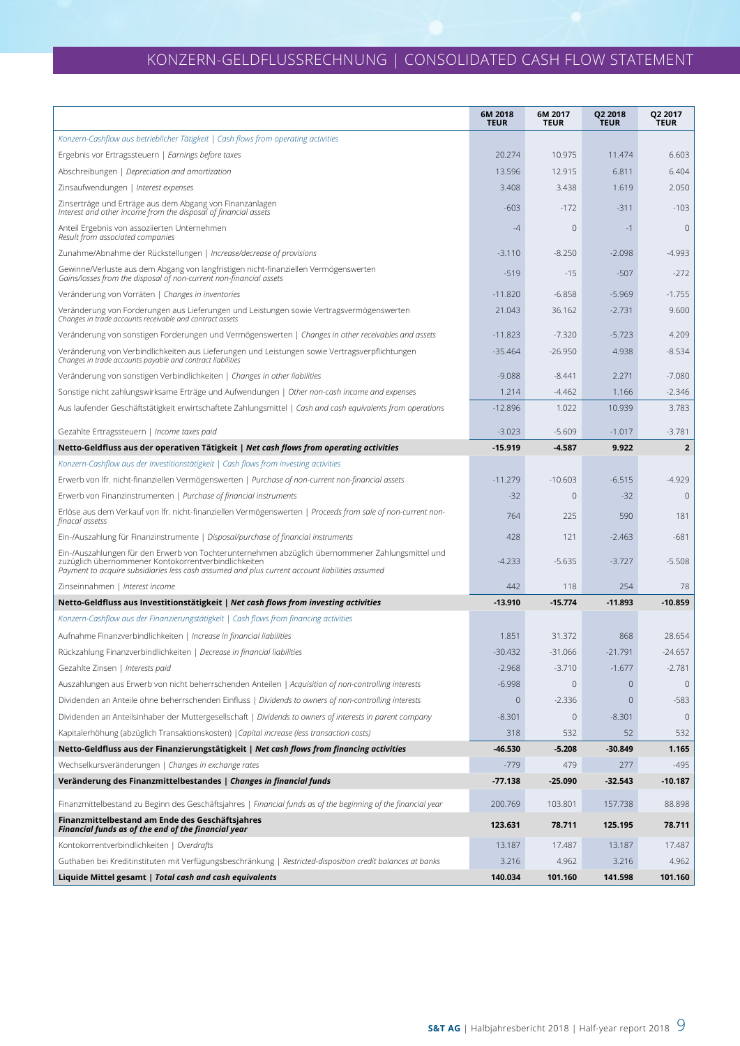# KONZERN-GELDFLUSSRECHNUNG | CONSOLIDATED CASH FLOW STATEMENT

| | 6M 2018 TEUR | 6M 2017 TEUR | Q2 2018 TEUR | Q2 2017 TEUR |
|---|---|---|---|---|
| *Konzern-Cashflow aus betrieblicher Tätigkeit \| Cash flows from operating activities* | | | | |
| Ergebnis vor Ertragssteuern \| *Earnings before taxes* | 20.274 | 10.975 | 11.474 | 6.603 |
| Abschreibungen \| *Depreciation and amortization* | 13.596 | 12.915 | 6.811 | 6.404 |
| Zinsaufwendungen \| *Interest expenses* | 3.408 | 3.438 | 1.619 | 2.050 |
| Zinserträge und Erträge aus dem Abgang von Finanzanlagen *Interest and other income from the disposal of financial assets* | -603 | -172 | -311 | -103 |
| Anteil Ergebnis von assoziierten Unternehmen *Result from associated companies* | -4 | 0 | -1 | 0 |
| Zunahme/Abnahme der Rückstellungen \| *Increase/decrease of provisions* | -3.110 | -8.250 | -2.098 | -4.993 |
| Gewinne/Verluste aus dem Abgang von langfristigen nicht-finanziellen Vermögenswerten *Gains/losses from the disposal of non-current non-financial assets* | -519 | -15 | -507 | -272 |
| Veränderung von Vorräten \| *Changes in inventories* | -11.820 | -6.858 | -5.969 | -1.755 |
| Veränderung von Forderungen aus Lieferungen und Leistungen sowie Vertragsvermögenswerten *Changes in trade accounts receivable and contract assets* | 21.043 | 36.162 | -2.731 | 9.600 |
| Veränderung von sonstigen Forderungen und Vermögenswerten \| *Changes in other receivables and assets* | -11.823 | -7.320 | -5.723 | 4.209 |
| Veränderung von Verbindlichkeiten aus Lieferungen und Leistungen sowie Vertragsverpflichtungen *Changes in trade accounts payable and contract liabilities* | -35.464 | -26.950 | 4.938 | -8.534 |
| Veränderung von sonstigen Verbindlichkeiten \| *Changes in other liabilities* | -9.088 | -8.441 | 2.271 | -7.080 |
| Sonstige nicht zahlungswirksame Erträge und Aufwendungen \| *Other non-cash income and expenses* | 1.214 | -4.462 | 1.166 | -2.346 |
| Aus laufender Geschäftstätigkeit erwirtschaftete Zahlungsmittel \| *Cash and cash equivalents from operations* | -12.896 | 1.022 | 10.939 | 3.783 |
| Gezahlte Ertragssteuern \| *Income taxes paid* | -3.023 | -5.609 | -1.017 | -3.781 |
| **Netto-Geldfluss aus der operativen Tätigkeit \| *Net cash flows from operating activities*** | **-15.919** | **-4.587** | **9.922** | **2** |
| *Konzern-Cashflow aus der Investitionstätigkeit \| Cash flows from investing activities* | | | | |
| Erwerb von lfr. nicht-finanziellen Vermögenswerten \| *Purchase of non-current non-financial assets* | -11.279 | -10.603 | -6.515 | -4.929 |
| Erwerb von Finanzinstrumenten \| *Purchase of financial instruments* | -32 | 0 | -32 | 0 |
| Erlöse aus dem Verkauf von lfr. nicht-finanziellen Vermögenswerten \| *Proceeds from sale of non-current non-finacal assetss* | 764 | 225 | 590 | 181 |
| Ein-/Auszahlung für Finanzinstrumente \| *Disposal/purchase of financial instruments* | 428 | 121 | -2.463 | -681 |
| Ein-/Auszahlungen für den Erwerb von Tochterunternehmen abzüglich übernommener Zahlungsmittel und zuzüglich übernommener Kontokorrentverbindlichkeiten *Payment to acquire subsidiaries less cash assumed and plus current account liabilities assumed* | -4.233 | -5.635 | -3.727 | -5.508 |
| Zinseinnahmen \| *Interest income* | 442 | 118 | 254 | 78 |
| **Netto-Geldfluss aus Investitionstätigkeit \| *Net cash flows from investing activities*** | **-13.910** | **-15.774** | **-11.893** | **-10.859** |
| *Konzern-Cashflow aus der Finanzierungstätigkeit \| Cash flows from financing activities* | | | | |
| Aufnahme Finanzverbindlichkeiten \| *Increase in financial liabilities* | 1.851 | 31.372 | 868 | 28.654 |
| Rückzahlung Finanzverbindlichkeiten \| *Decrease in financial liabilities* | -30.432 | -31.066 | -21.791 | -24.657 |
| Gezahlte Zinsen \| *Interests paid* | -2.968 | -3.710 | -1.677 | -2.781 |
| Auszahlungen aus Erwerb von nicht beherrschenden Anteilen \| *Acquisition of non-controlling interests* | -6.998 | 0 | 0 | 0 |
| Dividenden an Anteile ohne beherrschenden Einfluss \| *Dividends to owners of non-controlling interests* | 0 | -2.336 | 0 | -583 |
| Dividenden an Anteilsinhaber der Muttergesellschaft \| *Dividends to owners of interests in parent company* | -8.301 | 0 | -8.301 | 0 |
| Kapitalerhöhung (abzüglich Transaktionskosten) \| *Capital increase (less transaction costs)* | 318 | 532 | 52 | 532 |
| **Netto-Geldfluss aus der Finanzierungstätigkeit \| *Net cash flows from financing activities*** | **-46.530** | **-5.208** | **-30.849** | **1.165** |
| Wechselkursveränderungen \| *Changes in exchange rates* | -779 | 479 | 277 | -495 |
| **Veränderung des Finanzmittelbestandes \| *Changes in financial funds*** | **-77.138** | **-25.090** | **-32.543** | **-10.187** |
| Finanzmittelbestand zu Beginn des Geschäftsjahres \| *Financial funds as of the beginning of the financial year* | 200.769 | 103.801 | 157.738 | 88.898 |
| **Finanzmittelbestand am Ende des Geschäftsjahres *Financial funds as of the end of the financial year*** | **123.631** | **78.711** | **125.195** | **78.711** |
| Kontokorrentverbindlichkeiten \| *Overdrafts* | 13.187 | 17.487 | 13.187 | 17.487 |
| Guthaben bei Kreditinstituten mit Verfügungsbeschränkung \| *Restricted-disposition credit balances at banks* | 3.216 | 4.962 | 3.216 | 4.962 |
| **Liquide Mittel gesamt \| *Total cash and cash equivalents*** | **140.034** | **101.160** | **141.598** | **101.160** |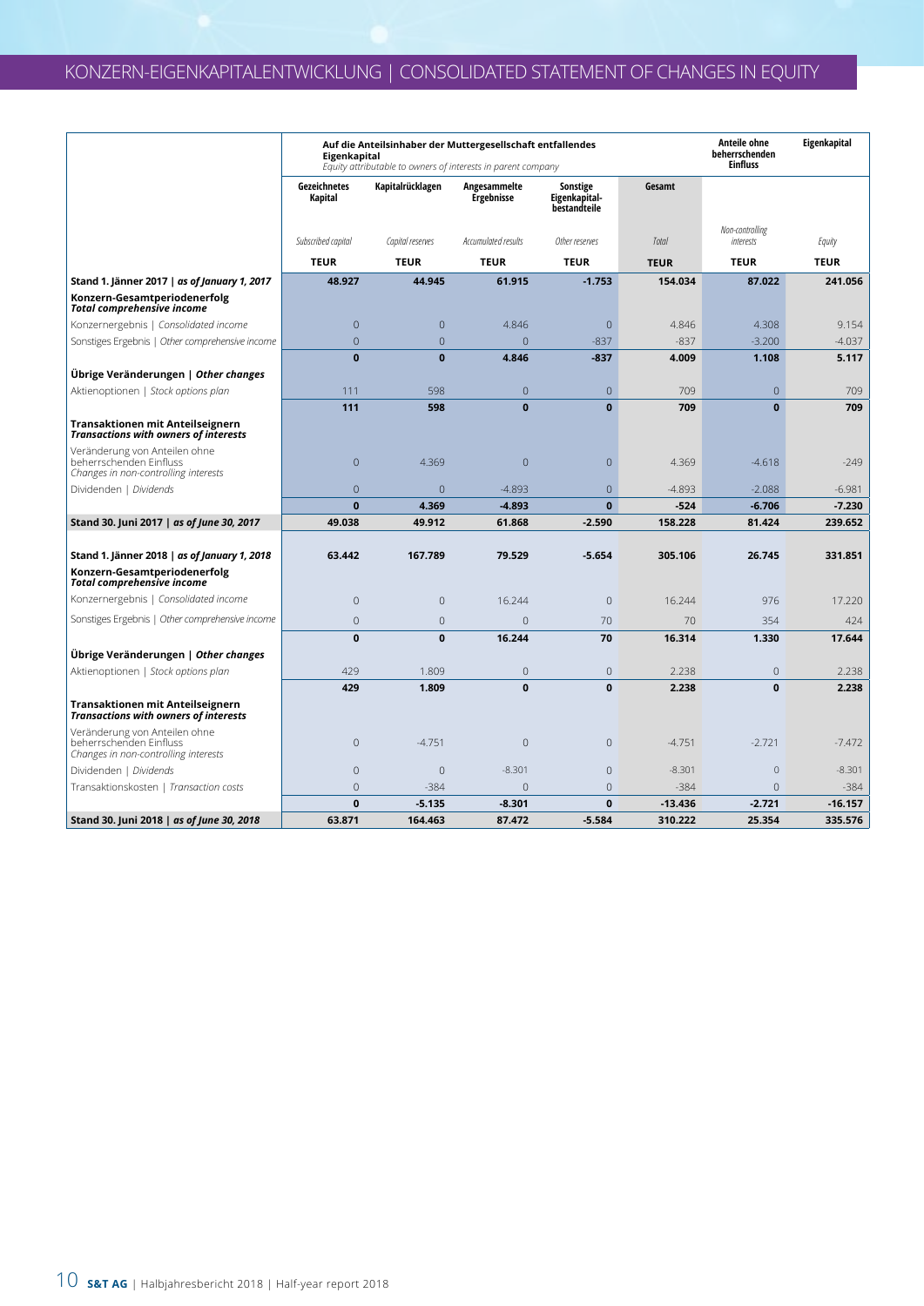# KONZERN-EIGENKAPITALENTWICKLUNG | CONSOLIDATED STATEMENT OF CHANGES IN EQUITY

| | **Auf die Anteilsinhaber der Muttergesellschaft entfallendes Eigenkapital** *Equity attributable to owners of interests in parent company* | | | | | **Anteile ohne beherrschenden Einfluss** | **Eigenkapital** |
|---|---|---|---|---|---|---|---|
| | **Gezeichnetes Kapital** | **Kapitalrücklagen** | **Angesammelte Ergebnisse** | **Sonstige Eigenkapital-bestandteile** | **Gesamt** | | |
| | *Subscribed capital* | *Capital reserves* | *Accumulated results* | *Other reserves* | *Total* | *Non-controlling interests* | *Equity* |
| | **TEUR** | **TEUR** | **TEUR** | **TEUR** | **TEUR** | **TEUR** | **TEUR** |
| **Stand 1. Jänner 2017 \| *as of January 1, 2017*** | **48.927** | **44.945** | **61.915** | **-1.753** | **154.034** | **87.022** | **241.056** |
| **Konzern-Gesamtperiodenerfolg** ***Total comprehensive income*** | | | | | | | |
| Konzernergebnis \| *Consolidated income* | 0 | 0 | 4.846 | 0 | 4.846 | 4.308 | 9.154 |
| Sonstiges Ergebnis \| *Other comprehensive income* | 0 | 0 | 0 | -837 | -837 | -3.200 | -4.037 |
| | **0** | **0** | **4.846** | **-837** | **4.009** | **1.108** | **5.117** |
| **Übrige Veränderungen \| *Other changes*** | | | | | | | |
| Aktienoptionen \| *Stock options plan* | 111 | 598 | 0 | 0 | 709 | 0 | 709 |
| | **111** | **598** | **0** | **0** | **709** | **0** | **709** |
| **Transaktionen mit Anteilseignern** ***Transactions with owners of interests*** | | | | | | | |
| Veränderung von Anteilen ohne beherrschenden Einfluss *Changes in non-controlling interests* | 0 | 4.369 | 0 | 0 | 4.369 | -4.618 | -249 |
| Dividenden \| *Dividends* | 0 | 0 | -4.893 | 0 | -4.893 | -2.088 | -6.981 |
| | **0** | **4.369** | **-4.893** | **0** | **-524** | **-6.706** | **-7.230** |
| **Stand 30. Juni 2017 \| *as of June 30, 2017*** | **49.038** | **49.912** | **61.868** | **-2.590** | **158.228** | **81.424** | **239.652** |
| | | | | | | | |
| **Stand 1. Jänner 2018 \| *as of January 1, 2018*** | **63.442** | **167.789** | **79.529** | **-5.654** | **305.106** | **26.745** | **331.851** |
| **Konzern-Gesamtperiodenerfolg** ***Total comprehensive income*** | | | | | | | |
| Konzernergebnis \| *Consolidated income* | 0 | 0 | 16.244 | 0 | 16.244 | 976 | 17.220 |
| Sonstiges Ergebnis \| *Other comprehensive income* | 0 | 0 | 0 | 70 | 70 | 354 | 424 |
| | **0** | **0** | **16.244** | **70** | **16.314** | **1.330** | **17.644** |
| **Übrige Veränderungen \| *Other changes*** | | | | | | | |
| Aktienoptionen \| *Stock options plan* | 429 | 1.809 | 0 | 0 | 2.238 | 0 | 2.238 |
| | **429** | **1.809** | **0** | **0** | **2.238** | **0** | **2.238** |
| **Transaktionen mit Anteilseignern** ***Transactions with owners of interests*** | | | | | | | |
| Veränderung von Anteilen ohne beherrschenden Einfluss *Changes in non-controlling interests* | 0 | -4.751 | 0 | 0 | -4.751 | -2.721 | -7.472 |
| Dividenden \| *Dividends* | 0 | 0 | -8.301 | 0 | -8.301 | 0 | -8.301 |
| Transaktionskosten \| *Transaction costs* | 0 | -384 | 0 | 0 | -384 | 0 | -384 |
| | **0** | **-5.135** | **-8.301** | **0** | **-13.436** | **-2.721** | **-16.157** |
| **Stand 30. Juni 2018 \| *as of June 30, 2018*** | **63.871** | **164.463** | **87.472** | **-5.584** | **310.222** | **25.354** | **335.576** |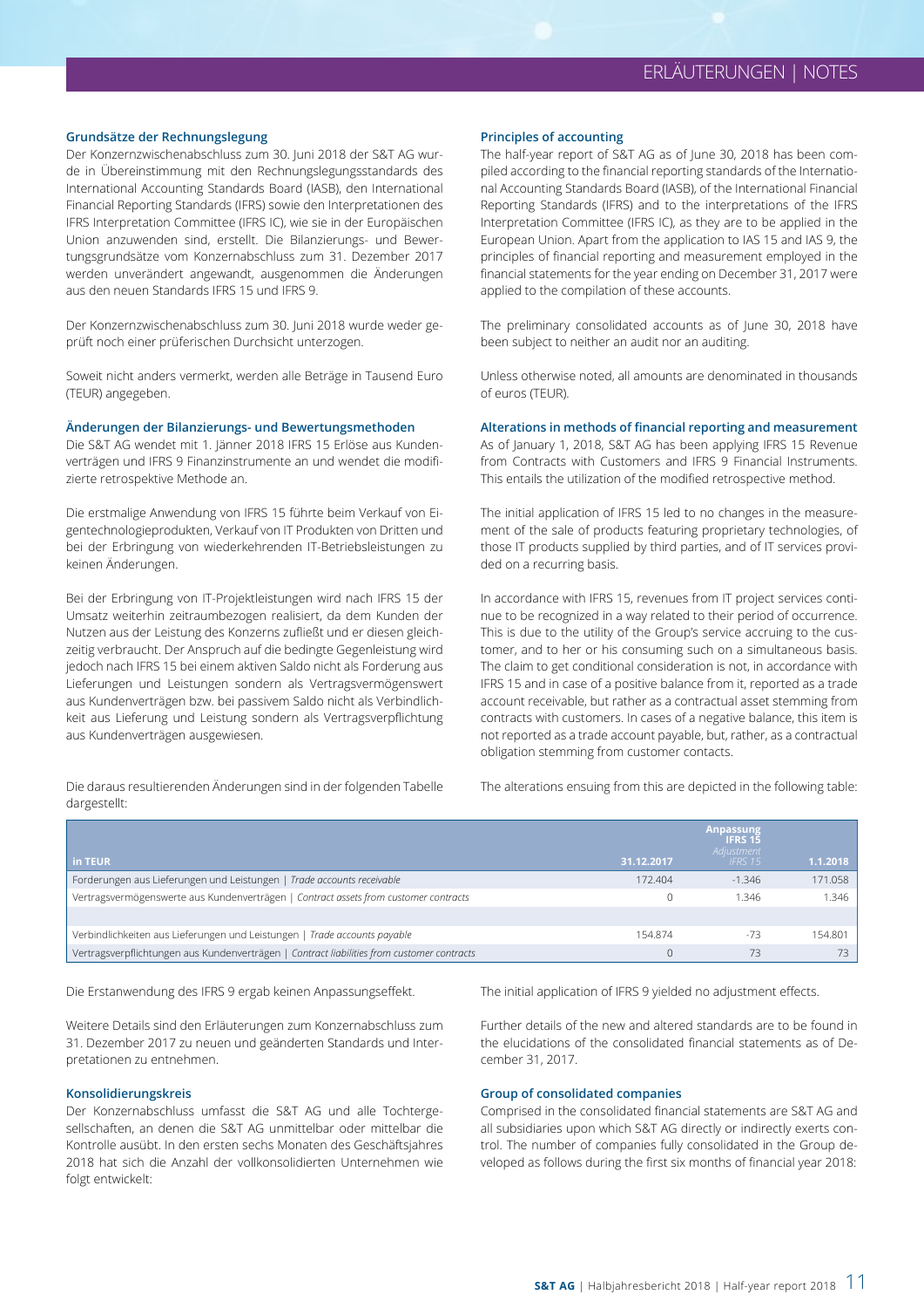### Grundsätze der Rechnungslegung

Der Konzernzwischenabschluss zum 30. Juni 2018 der S&T AG wurde in Übereinstimmung mit den Rechnungslegungsstandards des International Accounting Standards Board (IASB), den International Financial Reporting Standards (IFRS) sowie den Interpretationen des IFRS Interpretation Committee (IFRS IC), wie sie in der Europäischen Union anzuwenden sind, erstellt. Die Bilanzierungs- und Bewertungsgrundsätze vom Konzernabschluss zum 31. Dezember 2017 werden unverändert angewandt, ausgenommen die Änderungen aus den neuen Standards IFRS 15 und IFRS 9.

Der Konzernzwischenabschluss zum 30. Juni 2018 wurde weder geprüft noch einer prüferischen Durchsicht unterzogen.

Soweit nicht anders vermerkt, werden alle Beträge in Tausend Euro (TEUR) angegeben.

### Änderungen der Bilanzierungs- und Bewertungsmethoden

Die S&T AG wendet mit 1. Jänner 2018 IFRS 15 Erlöse aus Kundenverträgen und IFRS 9 Finanzinstrumente an und wendet die modifizierte retrospektive Methode an.

Die erstmalige Anwendung von IFRS 15 führte beim Verkauf von Eigentechnologieprodukten, Verkauf von IT Produkten von Dritten und bei der Erbringung von wiederkehrenden IT-Betriebsleistungen zu keinen Änderungen.

Bei der Erbringung von IT-Projektleistungen wird nach IFRS 15 der Umsatz weiterhin zeitraumbezogen realisiert, da dem Kunden der Nutzen aus der Leistung des Konzerns zufließt und er diesen gleichzeitig verbraucht. Der Anspruch auf die bedingte Gegenleistung wird jedoch nach IFRS 15 bei einem aktiven Saldo nicht als Forderung aus Lieferungen und Leistungen sondern als Vertragsvermögenswert aus Kundenverträgen bzw. bei passivem Saldo nicht als Verbindlichkeit aus Lieferung und Leistung sondern als Vertragsverpflichtung aus Kundenverträgen ausgewiesen.

Die daraus resultierenden Änderungen sind in der folgenden Tabelle dargestellt:

### Principles of accounting

The half-year report of S&T AG as of June 30, 2018 has been compiled according to the financial reporting standards of the International Accounting Standards Board (IASB), of the International Financial Reporting Standards (IFRS) and to the interpretations of the IFRS Interpretation Committee (IFRS IC), as they are to be applied in the European Union. Apart from the application to IAS 15 and IAS 9, the principles of financial reporting and measurement employed in the financial statements for the year ending on December 31, 2017 were applied to the compilation of these accounts.

The preliminary consolidated accounts as of June 30, 2018 have been subject to neither an audit nor an auditing.

Unless otherwise noted, all amounts are denominated in thousands of euros (TEUR).

### Alterations in methods of financial reporting and measurement

As of January 1, 2018, S&T AG has been applying IFRS 15 Revenue from Contracts with Customers and IFRS 9 Financial Instruments. This entails the utilization of the modified retrospective method.

The initial application of IFRS 15 led to no changes in the measurement of the sale of products featuring proprietary technologies, of those IT products supplied by third parties, and of IT services provided on a recurring basis.

In accordance with IFRS 15, revenues from IT project services continue to be recognized in a way related to their period of occurrence. This is due to the utility of the Group's service accruing to the customer, and to her or his consuming such on a simultaneous basis. The claim to get conditional consideration is not, in accordance with IFRS 15 and in case of a positive balance from it, reported as a trade account receivable, but rather as a contractual asset stemming from contracts with customers. In cases of a negative balance, this item is not reported as a trade account payable, but, rather, as a contractual obligation stemming from customer contacts.

The alterations ensuing from this are depicted in the following table:

| in TEUR | 31.12.2017 | Anpassung IFRS 15 *Adjustment IFRS 15* | 1.1.2018 |
|---|---|---|---|
| Forderungen aus Lieferungen und Leistungen \| *Trade accounts receivable* | 172.404 | -1.346 | 171.058 |
| Vertragsvermögenswerte aus Kundenverträgen \| *Contract assets from customer contracts* | 0 | 1.346 | 1.346 |
| | | | |
| Verbindlichkeiten aus Lieferungen und Leistungen \| *Trade accounts payable* | 154.874 | -73 | 154.801 |
| Vertragsverpflichtungen aus Kundenverträgen \| *Contract liabilities from customer contracts* | 0 | 73 | 73 |

Die Erstanwendung des IFRS 9 ergab keinen Anpassungseffekt.

Weitere Details sind den Erläuterungen zum Konzernabschluss zum 31. Dezember 2017 zu neuen und geänderten Standards und Interpretationen zu entnehmen.

### Konsolidierungskreis

Der Konzernabschluss umfasst die S&T AG und alle Tochtergesellschaften, an denen die S&T AG unmittelbar oder mittelbar die Kontrolle ausübt. In den ersten sechs Monaten des Geschäftsjahres 2018 hat sich die Anzahl der vollkonsolidierten Unternehmen wie folgt entwickelt:

The initial application of IFRS 9 yielded no adjustment effects.

Further details of the new and altered standards are to be found in the elucidations of the consolidated financial statements as of December 31, 2017.

### Group of consolidated companies

Comprised in the consolidated financial statements are S&T AG and all subsidiaries upon which S&T AG directly or indirectly exerts control. The number of companies fully consolidated in the Group developed as follows during the first six months of financial year 2018: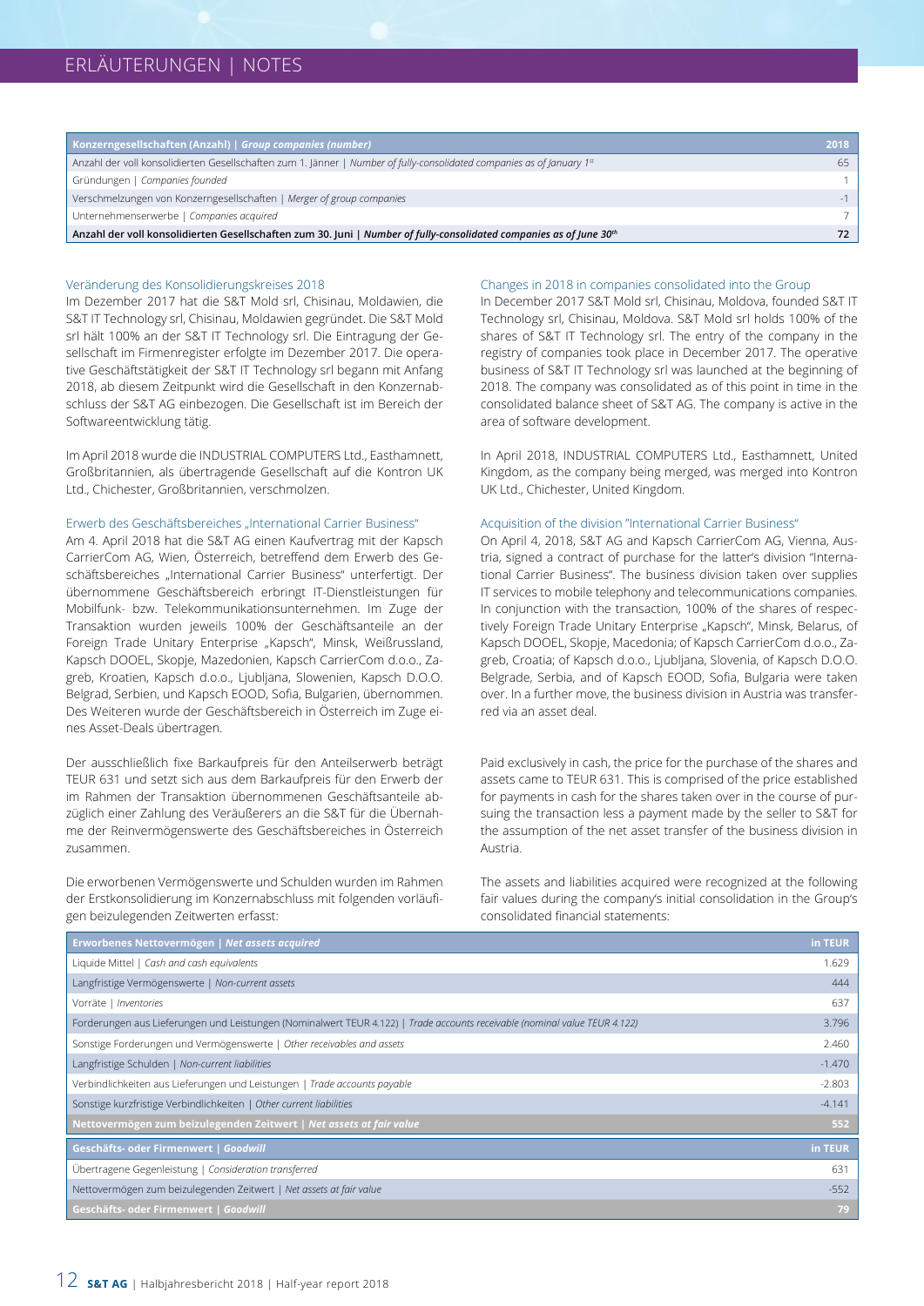# ERLÄUTERUNGEN | NOTES

| Konzerngesellschaften (Anzahl) \| *Group companies (number)* | 2018 |
|---|---|
| Anzahl der voll konsolidierten Gesellschaften zum 1. Jänner \| *Number of fully-consolidated companies as of January 1st* | 65 |
| Gründungen \| *Companies founded* | 1 |
| Verschmelzungen von Konzerngesellschaften \| *Merger of group companies* | -1 |
| Unternehmenserwerbe \| *Companies acquired* | 7 |
| **Anzahl der voll konsolidierten Gesellschaften zum 30. Juni \| *Number of fully-consolidated companies as of June 30th*** | **72** |

### Veränderung des Konsolidierungskreises 2018

Im Dezember 2017 hat die S&T Mold srl, Chisinau, Moldawien, die S&T IT Technology srl, Chisinau, Moldawien gegründet. Die S&T Mold srl hält 100% an der S&T IT Technology srl. Die Eintragung der Gesellschaft im Firmenregister erfolgte im Dezember 2017. Die operative Geschäftstätigkeit der S&T IT Technology srl begann mit Anfang 2018, ab diesem Zeitpunkt wird die Gesellschaft in den Konzernabschluss der S&T AG einbezogen. Die Gesellschaft ist im Bereich der Softwareentwicklung tätig.

Im April 2018 wurde die INDUSTRIAL COMPUTERS Ltd., Easthamnett, Großbritannien, als übertragende Gesellschaft auf die Kontron UK Ltd., Chichester, Großbritannien, verschmolzen.

### Erwerb des Geschäftsbereiches „International Carrier Business“

Am 4. April 2018 hat die S&T AG einen Kaufvertrag mit der Kapsch CarrierCom AG, Wien, Österreich, betreffend dem Erwerb des Geschäftsbereiches „International Carrier Business“ unterfertigt. Der übernommene Geschäftsbereich erbringt IT-Dienstleistungen für Mobilfunk- bzw. Telekommunikationsunternehmen. Im Zuge der Transaktion wurden jeweils 100% der Geschäftsanteile an der Foreign Trade Unitary Enterprise „Kapsch“, Minsk, Weißrussland, Kapsch DOOEL, Skopje, Mazedonien, Kapsch CarrierCom d.o.o., Zagreb, Kroatien, Kapsch d.o.o., Ljubljana, Slowenien, Kapsch D.O.O. Belgrad, Serbien, und Kapsch EOOD, Sofia, Bulgarien, übernommen. Des Weiteren wurde der Geschäftsbereich in Österreich im Zuge eines Asset-Deals übertragen.

Der ausschließlich fixe Barkaufpreis für den Anteilserwerb beträgt TEUR 631 und setzt sich aus dem Barkaufpreis für den Erwerb der im Rahmen der Transaktion übernommenen Geschäftsanteile abzüglich einer Zahlung des Veräußerers an die S&T für die Übernahme der Reinvermögenswerte des Geschäftsbereiches in Österreich zusammen.

Die erworbenen Vermögenswerte und Schulden wurden im Rahmen der Erstkonsolidierung im Konzernabschluss mit folgenden vorläufigen beizulegenden Zeitwerten erfasst:

### Changes in 2018 in companies consolidated into the Group

In December 2017 S&T Mold srl, Chisinau, Moldova, founded S&T IT Technology srl, Chisinau, Moldova. S&T Mold srl holds 100% of the shares of S&T IT Technology srl. The entry of the company in the registry of companies took place in December 2017. The operative business of S&T IT Technology srl was launched at the beginning of 2018. The company was consolidated as of this point in time in the consolidated balance sheet of S&T AG. The company is active in the area of software development.

In April 2018, INDUSTRIAL COMPUTERS Ltd., Easthamnett, United Kingdom, as the company being merged, was merged into Kontron UK Ltd., Chichester, United Kingdom.

### Acquisition of the division "International Carrier Business"

On April 4, 2018, S&T AG and Kapsch CarrierCom AG, Vienna, Austria, signed a contract of purchase for the latter's division "International Carrier Business". The business division taken over supplies IT services to mobile telephony and telecommunications companies. In conjunction with the transaction, 100% of the shares of respectively Foreign Trade Unitary Enterprise „Kapsch", Minsk, Belarus, of Kapsch DOOEL, Skopje, Macedonia; of Kapsch CarrierCom d.o.o., Zagreb, Croatia; of Kapsch d.o.o., Ljubljana, Slovenia, of Kapsch D.O.O. Belgrade, Serbia, and of Kapsch EOOD, Sofia, Bulgaria were taken over. In a further move, the business division in Austria was transferred via an asset deal.

Paid exclusively in cash, the price for the purchase of the shares and assets came to TEUR 631. This is comprised of the price established for payments in cash for the shares taken over in the course of pursuing the transaction less a payment made by the seller to S&T for the assumption of the net asset transfer of the business division in Austria.

The assets and liabilities acquired were recognized at the following fair values during the company's initial consolidation in the Group's consolidated financial statements:

| Erworbenes Nettovermögen \| *Net assets acquired* | in TEUR |
|---|---|
| Liquide Mittel \| *Cash and cash equivalents* | 1.629 |
| Langfristige Vermögenswerte \| *Non-current assets* | 444 |
| Vorräte \| *Inventories* | 637 |
| Forderungen aus Lieferungen und Leistungen (Nominalwert TEUR 4.122) \| *Trade accounts receivable (nominal value TEUR 4.122)* | 3.796 |
| Sonstige Forderungen und Vermögenswerte \| *Other receivables and assets* | 2.460 |
| Langfristige Schulden \| *Non-current liabilities* | -1.470 |
| Verbindlichkeiten aus Lieferungen und Leistungen \| *Trade accounts payable* | -2.803 |
| Sonstige kurzfristige Verbindlichkeiten \| *Other current liabilities* | -4.141 |
| **Nettovermögen zum beizulegenden Zeitwert \| *Net assets at fair value*** | **552** |

| Geschäfts- oder Firmenwert \| *Goodwill* | in TEUR |
|---|---|
| Übertragene Gegenleistung \| *Consideration transferred* | 631 |
| Nettovermögen zum beizulegenden Zeitwert \| *Net assets at fair value* | -552 |
| **Geschäfts- oder Firmenwert \| *Goodwill*** | **79** |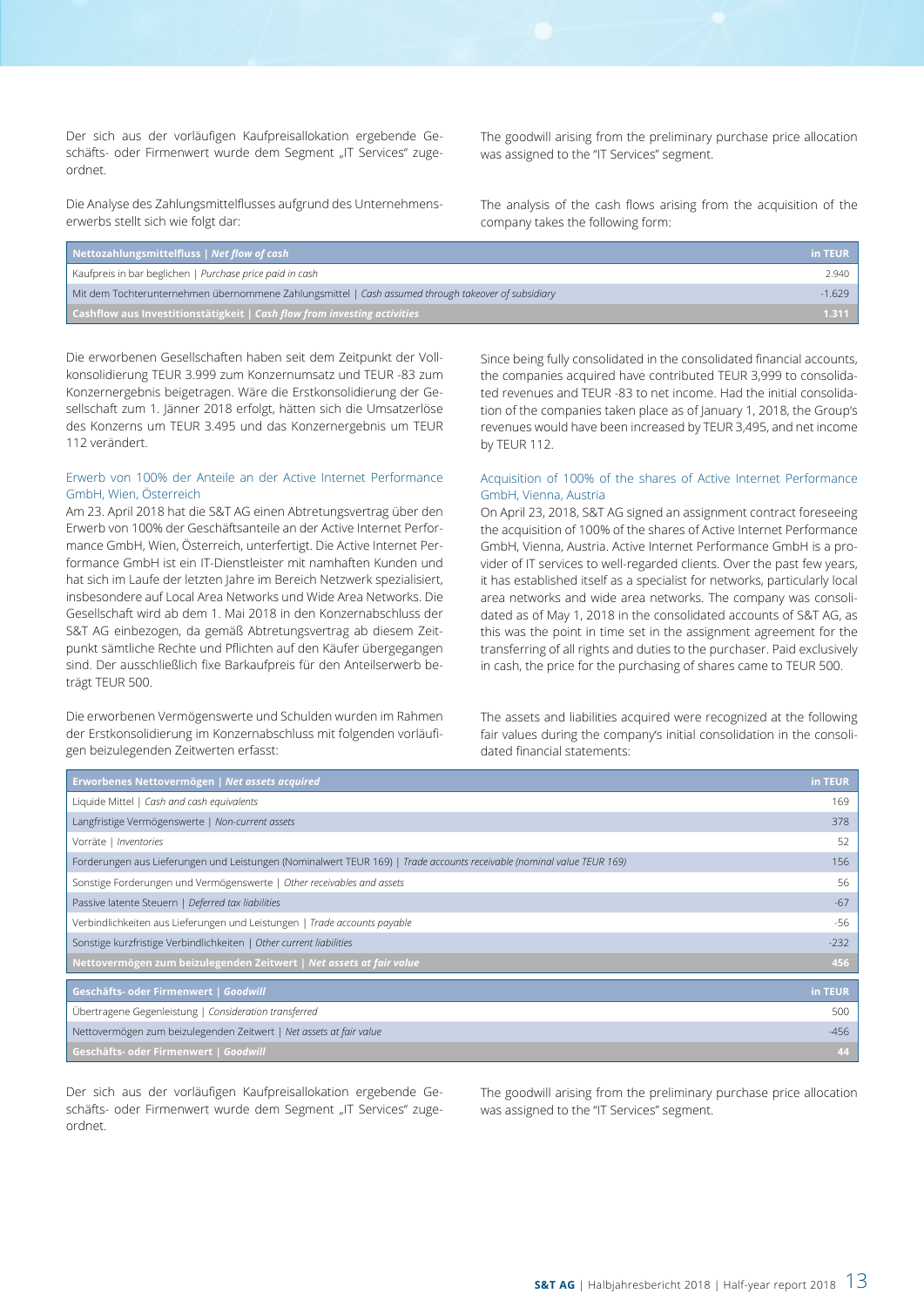Der sich aus der vorläufigen Kaufpreisallokation ergebende Geschäfts- oder Firmenwert wurde dem Segment „IT Services" zugeordnet.

The goodwill arising from the preliminary purchase price allocation was assigned to the "IT Services" segment.

Die Analyse des Zahlungsmittelflusses aufgrund des Unternehmenserwerbs stellt sich wie folgt dar:

The analysis of the cash flows arising from the acquisition of the company takes the following form:

| Nettozahlungsmittelfluss \| *Net flow of cash* | in TEUR |
|---|---|
| Kaufpreis in bar beglichen \| *Purchase price paid in cash* | 2.940 |
| Mit dem Tochterunternehmen übernommene Zahlungsmittel \| *Cash assumed through takeover of subsidiary* | -1.629 |
| **Cashflow aus Investitionstätigkeit \| *Cash flow from investing activities*** | **1.311** |

Die erworbenen Gesellschaften haben seit dem Zeitpunkt der Vollkonsolidierung TEUR 3.999 zum Konzernumsatz und TEUR -83 zum Konzernergebnis beigetragen. Wäre die Erstkonsolidierung der Gesellschaft zum 1. Jänner 2018 erfolgt, hätten sich die Umsatzerlöse des Konzerns um TEUR 3.495 und das Konzernergebnis um TEUR 112 verändert.

Since being fully consolidated in the consolidated financial accounts, the companies acquired have contributed TEUR 3,999 to consolidated revenues and TEUR -83 to net income. Had the initial consolidation of the companies taken place as of January 1, 2018, the Group's revenues would have been increased by TEUR 3,495, and net income by TEUR 112.

### Erwerb von 100% der Anteile an der Active Internet Performance GmbH, Wien, Österreich

Am 23. April 2018 hat die S&T AG einen Abtretungsvertrag über den Erwerb von 100% der Geschäftsanteile an der Active Internet Performance GmbH, Wien, Österreich, unterfertigt. Die Active Internet Performance GmbH ist ein IT-Dienstleister mit namhaften Kunden und hat sich im Laufe der letzten Jahre im Bereich Netzwerk spezialisiert, insbesondere auf Local Area Networks und Wide Area Networks. Die Gesellschaft wird ab dem 1. Mai 2018 in den Konzernabschluss der S&T AG einbezogen, da gemäß Abtretungsvertrag ab diesem Zeitpunkt sämtliche Rechte und Pflichten auf den Käufer übergegangen sind. Der ausschließlich fixe Barkaufpreis für den Anteilserwerb beträgt TEUR 500.

### Acquisition of 100% of the shares of Active Internet Performance GmbH, Vienna, Austria

On April 23, 2018, S&T AG signed an assignment contract foreseeing the acquisition of 100% of the shares of Active Internet Performance GmbH, Vienna, Austria. Active Internet Performance GmbH is a provider of IT services to well-regarded clients. Over the past few years, it has established itself as a specialist for networks, particularly local area networks and wide area networks. The company was consolidated as of May 1, 2018 in the consolidated accounts of S&T AG, as this was the point in time set in the assignment agreement for the transferring of all rights and duties to the purchaser. Paid exclusively in cash, the price for the purchasing of shares came to TEUR 500.

Die erworbenen Vermögenswerte und Schulden wurden im Rahmen der Erstkonsolidierung im Konzernabschluss mit folgenden vorläufigen beizulegenden Zeitwerten erfasst:

The assets and liabilities acquired were recognized at the following fair values during the company's initial consolidation in the consolidated financial statements:

| Erworbenes Nettovermögen \| *Net assets acquired* | in TEUR |
|---|---|
| Liquide Mittel \| *Cash and cash equivalents* | 169 |
| Langfristige Vermögenswerte \| *Non-current assets* | 378 |
| Vorräte \| *Inventories* | 52 |
| Forderungen aus Lieferungen und Leistungen (Nominalwert TEUR 169) \| *Trade accounts receivable (nominal value TEUR 169)* | 156 |
| Sonstige Forderungen und Vermögenswerte \| *Other receivables and assets* | 56 |
| Passive latente Steuern \| *Deferred tax liabilities* | -67 |
| Verbindlichkeiten aus Lieferungen und Leistungen \| *Trade accounts payable* | -56 |
| Sonstige kurzfristige Verbindlichkeiten \| *Other current liabilities* | -232 |
| **Nettovermögen zum beizulegenden Zeitwert \| *Net assets at fair value*** | **456** |

| Geschäfts- oder Firmenwert \| *Goodwill* | in TEUR |
|---|---|
| Übertragene Gegenleistung \| *Consideration transferred* | 500 |
| Nettovermögen zum beizulegenden Zeitwert \| *Net assets at fair value* | -456 |
| **Geschäfts- oder Firmenwert \| *Goodwill*** | **44** |

Der sich aus der vorläufigen Kaufpreisallokation ergebende Geschäfts- oder Firmenwert wurde dem Segment „IT Services" zugeordnet.

The goodwill arising from the preliminary purchase price allocation was assigned to the "IT Services" segment.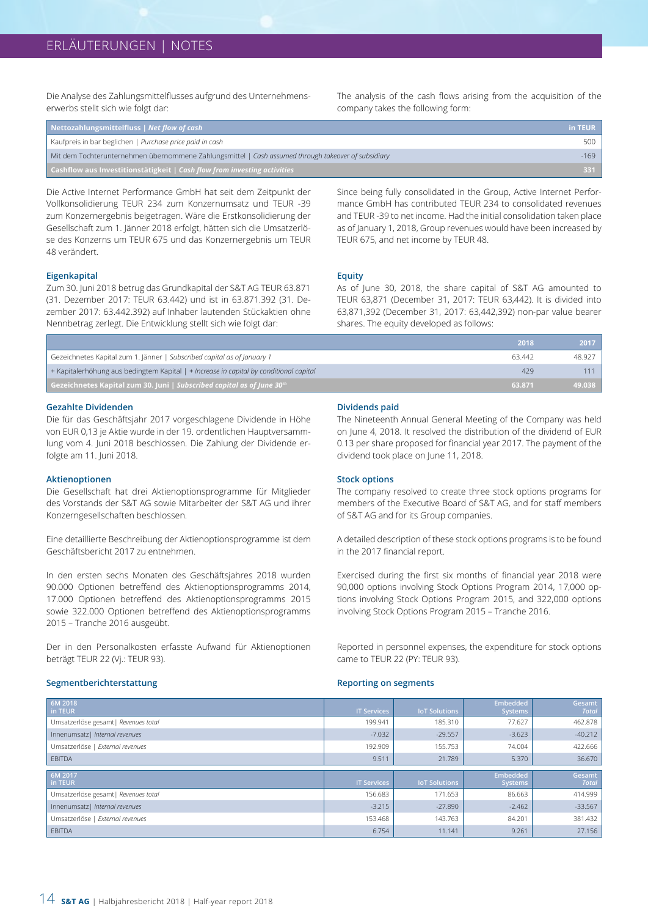# ERLÄUTERUNGEN | NOTES

Die Analyse des Zahlungsmittelflusses aufgrund des Unternehmenserwerbs stellt sich wie folgt dar:

The analysis of the cash flows arising from the acquisition of the company takes the following form:

| **Nettozahlungsmittelfluss** \| ***Net flow of cash*** | **in TEUR** |
|---|---|
| Kaufpreis in bar beglichen \| *Purchase price paid in cash* | 500 |
| Mit dem Tochterunternehmen übernommene Zahlungsmittel \| *Cash assumed through takeover of subsidiary* | -169 |
| **Cashflow aus Investitionstätigkeit** \| ***Cash flow from investing activities*** | **331** |

Die Active Internet Performance GmbH hat seit dem Zeitpunkt der Vollkonsolidierung TEUR 234 zum Konzernumsatz und TEUR -39 zum Konzernergebnis beigetragen. Wäre die Erstkonsolidierung der Gesellschaft zum 1. Jänner 2018 erfolgt, hätten sich die Umsatzerlöse des Konzerns um TEUR 675 und das Konzernergebnis um TEUR 48 verändert.

Since being fully consolidated in the Group, Active Internet Performance GmbH has contributed TEUR 234 to consolidated revenues and TEUR -39 to net income. Had the initial consolidation taken place as of January 1, 2018, Group revenues would have been increased by TEUR 675, and net income by TEUR 48.

## Eigenkapital

Zum 30. Juni 2018 betrug das Grundkapital der S&T AG TEUR 63.871 (31. Dezember 2017: TEUR 63.442) und ist in 63.871.392 (31. Dezember 2017: 63.442.392) auf Inhaber lautenden Stückaktien ohne Nennbetrag zerlegt. Die Entwicklung stellt sich wie folgt dar:

## Equity

As of June 30, 2018, the share capital of S&T AG amounted to TEUR 63,871 (December 31, 2017: TEUR 63,442). It is divided into 63,871,392 (December 31, 2017: 63,442,392) non-par value bearer shares. The equity developed as follows:

| | **2018** | **2017** |
|---|---|---|
| Gezeichnetes Kapital zum 1. Jänner \| *Subscribed capital as of January 1* | 63.442 | 48.927 |
| + Kapitalerhöhung aus bedingtem Kapital \| *+ Increase in capital by conditional capital* | 429 | 111 |
| **Gezeichnetes Kapital zum 30. Juni** \| ***Subscribed capital as of June 30th*** | **63.871** | **49.038** |

## Gezahlte Dividenden

Die für das Geschäftsjahr 2017 vorgeschlagene Dividende in Höhe von EUR 0,13 je Aktie wurde in der 19. ordentlichen Hauptversammlung vom 4. Juni 2018 beschlossen. Die Zahlung der Dividende erfolgte am 11. Juni 2018.

## Dividends paid

The Nineteenth Annual General Meeting of the Company was held on June 4, 2018. It resolved the distribution of the dividend of EUR 0.13 per share proposed for financial year 2017. The payment of the dividend took place on June 11, 2018.

## Aktienoptionen

Die Gesellschaft hat drei Aktienoptionsprogramme für Mitglieder des Vorstands der S&T AG sowie Mitarbeiter der S&T AG und ihrer Konzerngesellschaften beschlossen.

Eine detaillierte Beschreibung der Aktienoptionsprogramme ist dem Geschäftsbericht 2017 zu entnehmen.

In den ersten sechs Monaten des Geschäftsjahres 2018 wurden 90.000 Optionen betreffend des Aktienoptionsprogramms 2014, 17.000 Optionen betreffend des Aktienoptionsprogramms 2015 sowie 322.000 Optionen betreffend des Aktienoptionsprogramms 2015 – Tranche 2016 ausgeübt.

Der in den Personalkosten erfasste Aufwand für Aktienoptionen beträgt TEUR 22 (Vj.: TEUR 93).

## Stock options

The company resolved to create three stock options programs for members of the Executive Board of S&T AG, and for staff members of S&T AG and for its Group companies.

A detailed description of these stock options programs is to be found in the 2017 financial report.

Exercised during the first six months of financial year 2018 were 90,000 options involving Stock Options Program 2014, 17,000 options involving Stock Options Program 2015, and 322,000 options involving Stock Options Program 2015 – Tranche 2016.

Reported in personnel expenses, the expenditure for stock options came to TEUR 22 (PY: TEUR 93).

## Segmentberichterstattung

## Reporting on segments

| 6M 2018 in TEUR | IT Services | IoT Solutions | Embedded Systems | Gesamt *Total* |
|---|---|---|---|---|
| Umsatzerlöse gesamt \| *Revenues total* | 199.941 | 185.310 | 77.627 | 462.878 |
| Innenumsatz \| *Internal revenues* | -7.032 | -29.557 | -3.623 | -40.212 |
| Umsatzerlöse \| *External revenues* | 192.909 | 155.753 | 74.004 | 422.666 |
| EBITDA | 9.511 | 21.789 | 5.370 | 36.670 |

| 6M 2017 in TEUR | IT Services | IoT Solutions | Embedded Systems | Gesamt *Total* |
|---|---|---|---|---|
| Umsatzerlöse gesamt \| *Revenues total* | 156.683 | 171.653 | 86.663 | 414.999 |
| Innenumsatz \| *Internal revenues* | -3.215 | -27.890 | -2.462 | -33.567 |
| Umsatzerlöse \| *External revenues* | 153.468 | 143.763 | 84.201 | 381.432 |
| EBITDA | 6.754 | 11.141 | 9.261 | 27.156 |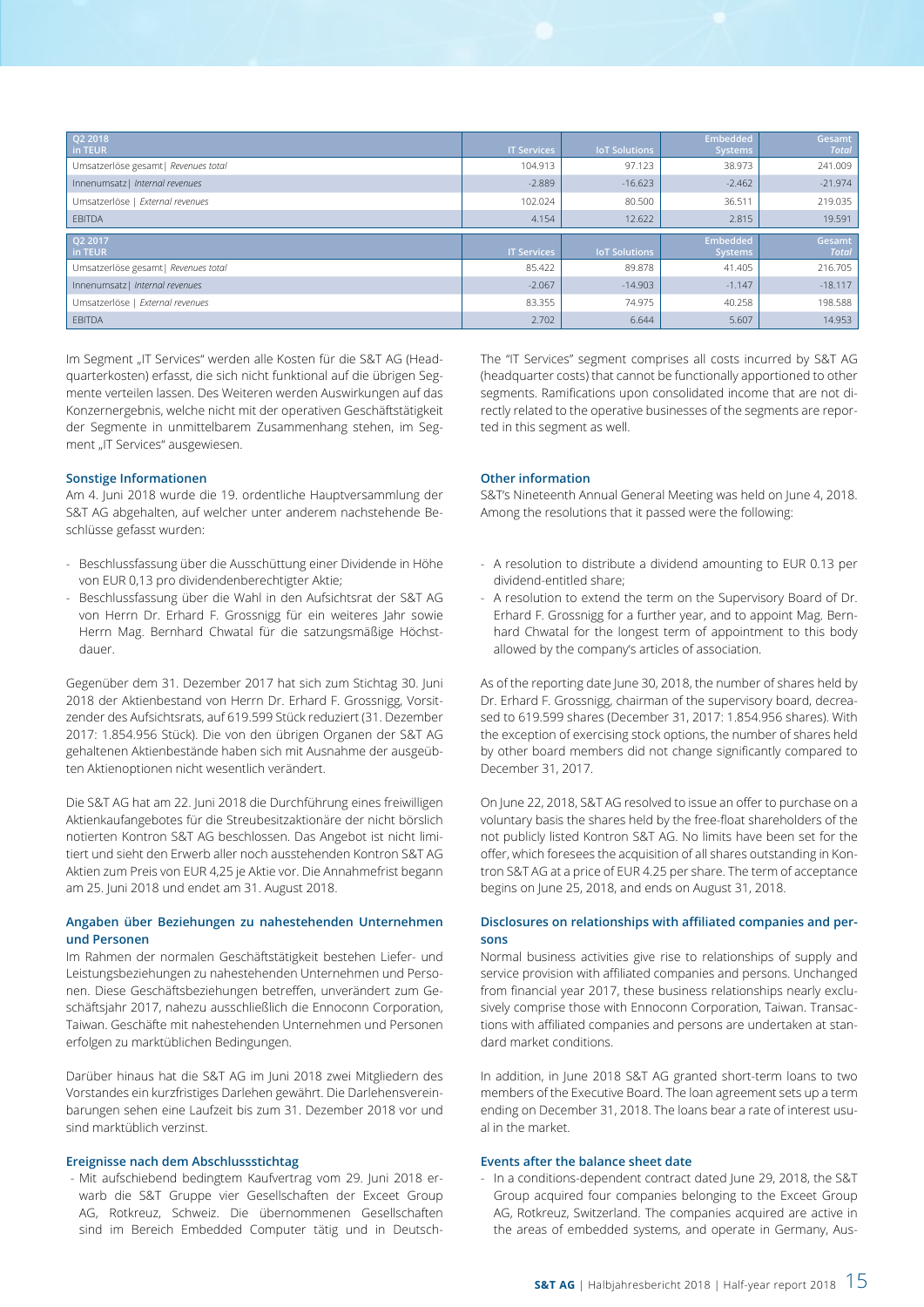| Q2 2018<br>in TEUR | IT Services | IoT Solutions | Embedded Systems | Gesamt<br>*Total* |
|---|---|---|---|---|
| Umsatzerlöse gesamt \| *Revenues total* | 104.913 | 97.123 | 38.973 | 241.009 |
| Innenumsatz \| *Internal revenues* | -2.889 | -16.623 | -2.462 | -21.974 |
| Umsatzerlöse \| *External revenues* | 102.024 | 80.500 | 36.511 | 219.035 |
| EBITDA | 4.154 | 12.622 | 2.815 | 19.591 |
| **Q2 2017<br>in TEUR** | **IT Services** | **IoT Solutions** | **Embedded Systems** | **Gesamt<br>*Total*** |
| Umsatzerlöse gesamt \| *Revenues total* | 85.422 | 89.878 | 41.405 | 216.705 |
| Innenumsatz \| *Internal revenues* | -2.067 | -14.903 | -1.147 | -18.117 |
| Umsatzerlöse \| *External revenues* | 83.355 | 74.975 | 40.258 | 198.588 |
| EBITDA | 2.702 | 6.644 | 5.607 | 14.953 |

Im Segment „IT Services" werden alle Kosten für die S&T AG (Headquarterkosten) erfasst, die sich nicht funktional auf die übrigen Segmente verteilen lassen. Des Weiteren werden Auswirkungen auf das Konzernergebnis, welche nicht mit der operativen Geschäftstätigkeit der Segmente in unmittelbarem Zusammenhang stehen, im Segment „IT Services" ausgewiesen.

The "IT Services" segment comprises all costs incurred by S&T AG (headquarter costs) that cannot be functionally apportioned to other segments. Ramifications upon consolidated income that are not directly related to the operative businesses of the segments are reported in this segment as well.

## Sonstige Informationen

Am 4. Juni 2018 wurde die 19. ordentliche Hauptversammlung der S&T AG abgehalten, auf welcher unter anderem nachstehende Beschlüsse gefasst wurden:

- Beschlussfassung über die Ausschüttung einer Dividende in Höhe von EUR 0,13 pro dividendenberechtigter Aktie;
- Beschlussfassung über die Wahl in den Aufsichtsrat der S&T AG von Herrn Dr. Erhard F. Grossnigg für ein weiteres Jahr sowie Herrn Mag. Bernhard Chwatal für die satzungsmäßige Höchstdauer.

Gegenüber dem 31. Dezember 2017 hat sich zum Stichtag 30. Juni 2018 der Aktienbestand von Herrn Dr. Erhard F. Grossnigg, Vorsitzender des Aufsichtsrats, auf 619.599 Stück reduziert (31. Dezember 2017: 1.854.956 Stück). Die von den übrigen Organen der S&T AG gehaltenen Aktienbestände haben sich mit Ausnahme der ausgeübten Aktienoptionen nicht wesentlich verändert.

Die S&T AG hat am 22. Juni 2018 die Durchführung eines freiwilligen Aktienkaufangebotes für die Streubesitzaktionäre der nicht börslich notierten Kontron S&T AG beschlossen. Das Angebot ist nicht limitiert und sieht den Erwerb aller noch ausstehenden Kontron S&T AG Aktien zum Preis von EUR 4,25 je Aktie vor. Die Annahmefrist begann am 25. Juni 2018 und endet am 31. August 2018.

## Other information

S&T's Nineteenth Annual General Meeting was held on June 4, 2018. Among the resolutions that it passed were the following:

- A resolution to distribute a dividend amounting to EUR 0.13 per dividend-entitled share;
- A resolution to extend the term on the Supervisory Board of Dr. Erhard F. Grossnigg for a further year, and to appoint Mag. Bernhard Chwatal for the longest term of appointment to this body allowed by the company's articles of association.

As of the reporting date June 30, 2018, the number of shares held by Dr. Erhard F. Grossnigg, chairman of the supervisory board, decreased to 619.599 shares (December 31, 2017: 1.854.956 shares). With the exception of exercising stock options, the number of shares held by other board members did not change significantly compared to December 31, 2017.

On June 22, 2018, S&T AG resolved to issue an offer to purchase on a voluntary basis the shares held by the free-float shareholders of the not publicly listed Kontron S&T AG. No limits have been set for the offer, which foresees the acquisition of all shares outstanding in Kontron S&T AG at a price of EUR 4.25 per share. The term of acceptance begins on June 25, 2018, and ends on August 31, 2018.

## Angaben über Beziehungen zu nahestehenden Unternehmen und Personen

Im Rahmen der normalen Geschäftstätigkeit bestehen Liefer- und Leistungsbeziehungen zu nahestehenden Unternehmen und Personen. Diese Geschäftsbeziehungen betreffen, unverändert zum Geschäftsjahr 2017, nahezu ausschließlich die Ennoconn Corporation, Taiwan. Geschäfte mit nahestehenden Unternehmen und Personen erfolgen zu marktüblichen Bedingungen.

Darüber hinaus hat die S&T AG im Juni 2018 zwei Mitgliedern des Vorstandes ein kurzfristiges Darlehen gewährt. Die Darlehensvereinbarungen sehen eine Laufzeit bis zum 31. Dezember 2018 vor und sind marktüblich verzinst.

## Disclosures on relationships with affiliated companies and persons

Normal business activities give rise to relationships of supply and service provision with affiliated companies and persons. Unchanged from financial year 2017, these business relationships nearly exclusively comprise those with Ennoconn Corporation, Taiwan. Transactions with affiliated companies and persons are undertaken at standard market conditions.

In addition, in June 2018 S&T AG granted short-term loans to two members of the Executive Board. The loan agreement sets up a term ending on December 31, 2018. The loans bear a rate of interest usual in the market.

## Ereignisse nach dem Abschlussstichtag

- Mit aufschiebend bedingtem Kaufvertrag vom 29. Juni 2018 erwarb die S&T Gruppe vier Gesellschaften der Exceet Group AG, Rotkreuz, Schweiz. Die übernommenen Gesellschaften sind im Bereich Embedded Computer tätig und in Deutsch-

## Events after the balance sheet date

- In a conditions-dependent contract dated June 29, 2018, the S&T Group acquired four companies belonging to the Exceet Group AG, Rotkreuz, Switzerland. The companies acquired are active in the areas of embedded systems, and operate in Germany, Aus-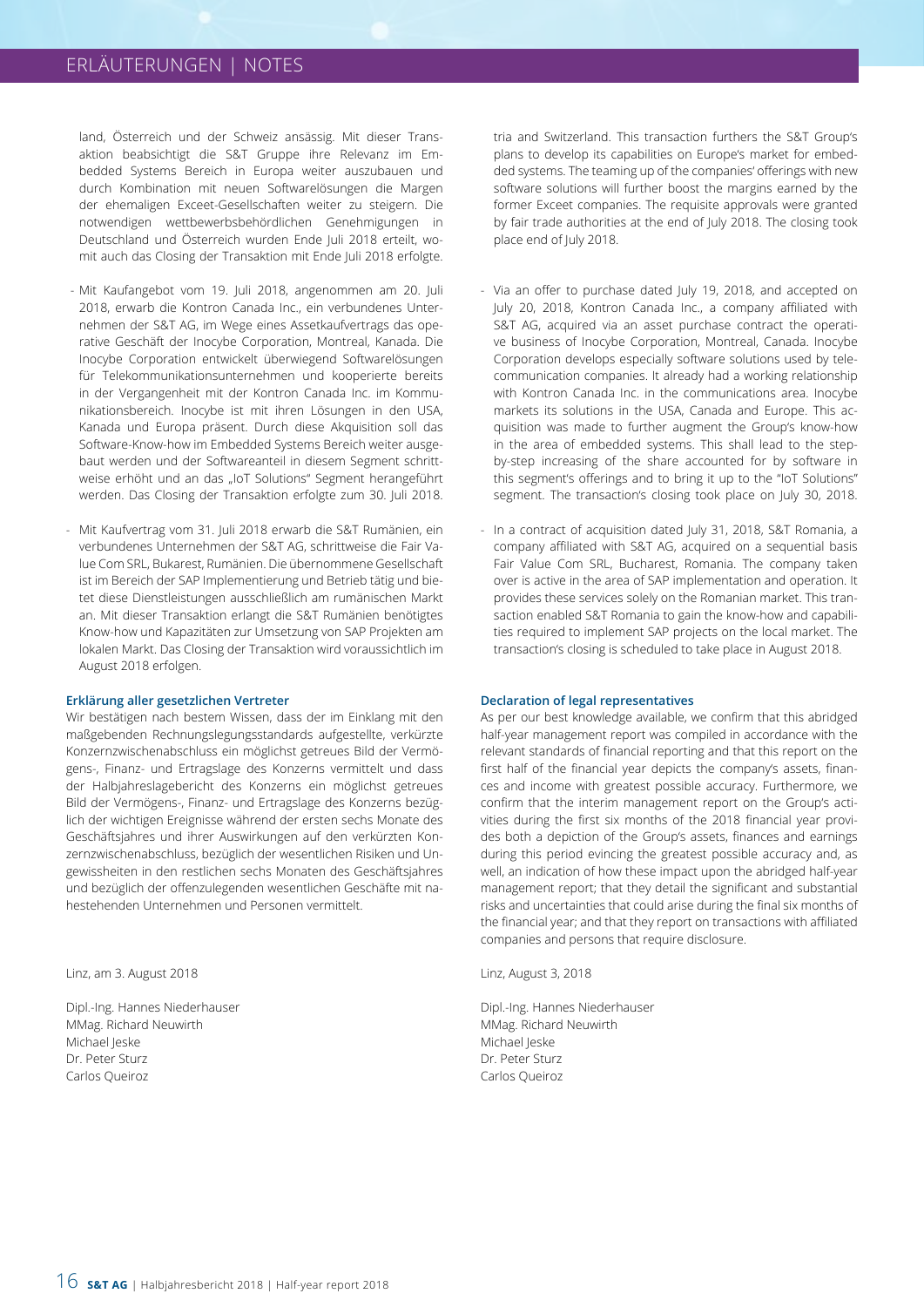land, Österreich und der Schweiz ansässig. Mit dieser Transaktion beabsichtigt die S&T Gruppe ihre Relevanz im Embedded Systems Bereich in Europa weiter auszubauen und durch Kombination mit neuen Softwarelösungen die Margen der ehemaligen Exceet-Gesellschaften weiter zu steigern. Die notwendigen wettbewerbsbehördlichen Genehmigungen in Deutschland und Österreich wurden Ende Juli 2018 erteilt, womit auch das Closing der Transaktion mit Ende Juli 2018 erfolgte.

- Mit Kaufangebot vom 19. Juli 2018, angenommen am 20. Juli 2018, erwarb die Kontron Canada Inc., ein verbundenes Unternehmen der S&T AG, im Wege eines Assetkaufvertrags das operative Geschäft der Inocybe Corporation, Montreal, Kanada. Die Inocybe Corporation entwickelt überwiegend Softwarelösungen für Telekommunikationsunternehmen und kooperierte bereits in der Vergangenheit mit der Kontron Canada Inc. im Kommunikationsbereich. Inocybe ist mit ihren Lösungen in den USA, Kanada und Europa präsent. Durch diese Akquisition soll das Software-Know-how im Embedded Systems Bereich weiter ausgebaut werden und der Softwareanteil in diesem Segment schrittweise erhöht und an das „IoT Solutions" Segment herangeführt werden. Das Closing der Transaktion erfolgte zum 30. Juli 2018.

- Mit Kaufvertrag vom 31. Juli 2018 erwarb die S&T Rumänien, ein verbundenes Unternehmen der S&T AG, schrittweise die Fair Value Com SRL, Bukarest, Rumänien. Die übernommene Gesellschaft ist im Bereich der SAP Implementierung und Betrieb tätig und bietet diese Dienstleistungen ausschließlich am rumänischen Markt an. Mit dieser Transaktion erlangt die S&T Rumänien benötigtes Know-how und Kapazitäten zur Umsetzung von SAP Projekten am lokalen Markt. Das Closing der Transaktion wird voraussichtlich im August 2018 erfolgen.

**Erklärung aller gesetzlichen Vertreter**

Wir bestätigen nach bestem Wissen, dass der im Einklang mit den maßgebenden Rechnungslegungsstandards aufgestellte, verkürzte Konzernzwischenabschluss ein möglichst getreues Bild der Vermögens-, Finanz- und Ertragslage des Konzerns vermittelt und dass der Halbjahreslagebericht des Konzerns ein möglichst getreues Bild der Vermögens-, Finanz- und Ertragslage des Konzerns bezüglich der wichtigen Ereignisse während der ersten sechs Monate des Geschäftsjahres und ihrer Auswirkungen auf den verkürzten Konzernzwischenabschluss, bezüglich der wesentlichen Risiken und Ungewissheiten in den restlichen sechs Monaten des Geschäftsjahres und bezüglich der offenzulegenden wesentlichen Geschäfte mit nahestehenden Unternehmen und Personen vermittelt.

Linz, am 3. August 2018

Dipl.-Ing. Hannes Niederhauser
MMag. Richard Neuwirth
Michael Jeske
Dr. Peter Sturz
Carlos Queiroz

tria and Switzerland. This transaction furthers the S&T Group's plans to develop its capabilities on Europe's market for embedded systems. The teaming up of the companies' offerings with new software solutions will further boost the margins earned by the former Exceet companies. The requisite approvals were granted by fair trade authorities at the end of July 2018. The closing took place end of July 2018.

- Via an offer to purchase dated July 19, 2018, and accepted on July 20, 2018, Kontron Canada Inc., a company affiliated with S&T AG, acquired via an asset purchase contract the operative business of Inocybe Corporation, Montreal, Canada. Inocybe Corporation develops especially software solutions used by telecommunication companies. It already had a working relationship with Kontron Canada Inc. in the communications area. Inocybe markets its solutions in the USA, Canada and Europe. This acquisition was made to further augment the Group's know-how in the area of embedded systems. This shall lead to the step-by-step increasing of the share accounted for by software in this segment's offerings and to bring it up to the "IoT Solutions" segment. The transaction's closing took place on July 30, 2018.

- In a contract of acquisition dated July 31, 2018, S&T Romania, a company affiliated with S&T AG, acquired on a sequential basis Fair Value Com SRL, Bucharest, Romania. The company taken over is active in the area of SAP implementation and operation. It provides these services solely on the Romanian market. This transaction enabled S&T Romania to gain the know-how and capabilities required to implement SAP projects on the local market. The transaction's closing is scheduled to take place in August 2018.

**Declaration of legal representatives**

As per our best knowledge available, we confirm that this abridged half-year management report was compiled in accordance with the relevant standards of financial reporting and that this report on the first half of the financial year depicts the company's assets, finances and income with greatest possible accuracy. Furthermore, we confirm that the interim management report on the Group's activities during the first six months of the 2018 financial year provides both a depiction of the Group's assets, finances and earnings during this period evincing the greatest possible accuracy and, as well, an indication of how these impact upon the abridged half-year management report; that they detail the significant and substantial risks and uncertainties that could arise during the final six months of the financial year; and that they report on transactions with affiliated companies and persons that require disclosure.

Linz, August 3, 2018

Dipl.-Ing. Hannes Niederhauser
MMag. Richard Neuwirth
Michael Jeske
Dr. Peter Sturz
Carlos Queiroz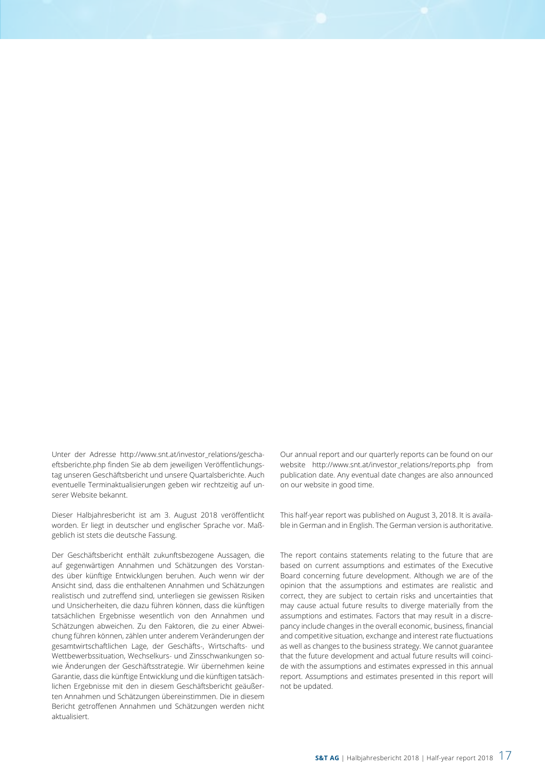Unter der Adresse http://www.snt.at/investor_relations/geschaeftsberichte.php finden Sie ab dem jeweiligen Veröffentlichungstag unseren Geschäftsbericht und unsere Quartalsberichte. Auch eventuelle Terminaktualisierungen geben wir rechtzeitig auf unserer Website bekannt.

Dieser Halbjahresbericht ist am 3. August 2018 veröffentlicht worden. Er liegt in deutscher und englischer Sprache vor. Maßgeblich ist stets die deutsche Fassung.

Der Geschäftsbericht enthält zukunftsbezogene Aussagen, die auf gegenwärtigen Annahmen und Schätzungen des Vorstandes über künftige Entwicklungen beruhen. Auch wenn wir der Ansicht sind, dass die enthaltenen Annahmen und Schätzungen realistisch und zutreffend sind, unterliegen sie gewissen Risiken und Unsicherheiten, die dazu führen können, dass die künftigen tatsächlichen Ergebnisse wesentlich von den Annahmen und Schätzungen abweichen. Zu den Faktoren, die zu einer Abweichung führen können, zählen unter anderem Veränderungen der gesamtwirtschaftlichen Lage, der Geschäfts-, Wirtschafts- und Wettbewerbssituation, Wechselkurs- und Zinsschwankungen sowie Änderungen der Geschäftsstrategie. Wir übernehmen keine Garantie, dass die künftige Entwicklung und die künftigen tatsächlichen Ergebnisse mit den in diesem Geschäftsbericht geäußerten Annahmen und Schätzungen übereinstimmen. Die in diesem Bericht getroffenen Annahmen und Schätzungen werden nicht aktualisiert.

Our annual report and our quarterly reports can be found on our website http://www.snt.at/investor_relations/reports.php from publication date. Any eventual date changes are also announced on our website in good time.

This half-year report was published on August 3, 2018. It is available in German and in English. The German version is authoritative.

The report contains statements relating to the future that are based on current assumptions and estimates of the Executive Board concerning future development. Although we are of the opinion that the assumptions and estimates are realistic and correct, they are subject to certain risks and uncertainties that may cause actual future results to diverge materially from the assumptions and estimates. Factors that may result in a discrepancy include changes in the overall economic, business, financial and competitive situation, exchange and interest rate fluctuations as well as changes to the business strategy. We cannot guarantee that the future development and actual future results will coincide with the assumptions and estimates expressed in this annual report. Assumptions and estimates presented in this report will not be updated.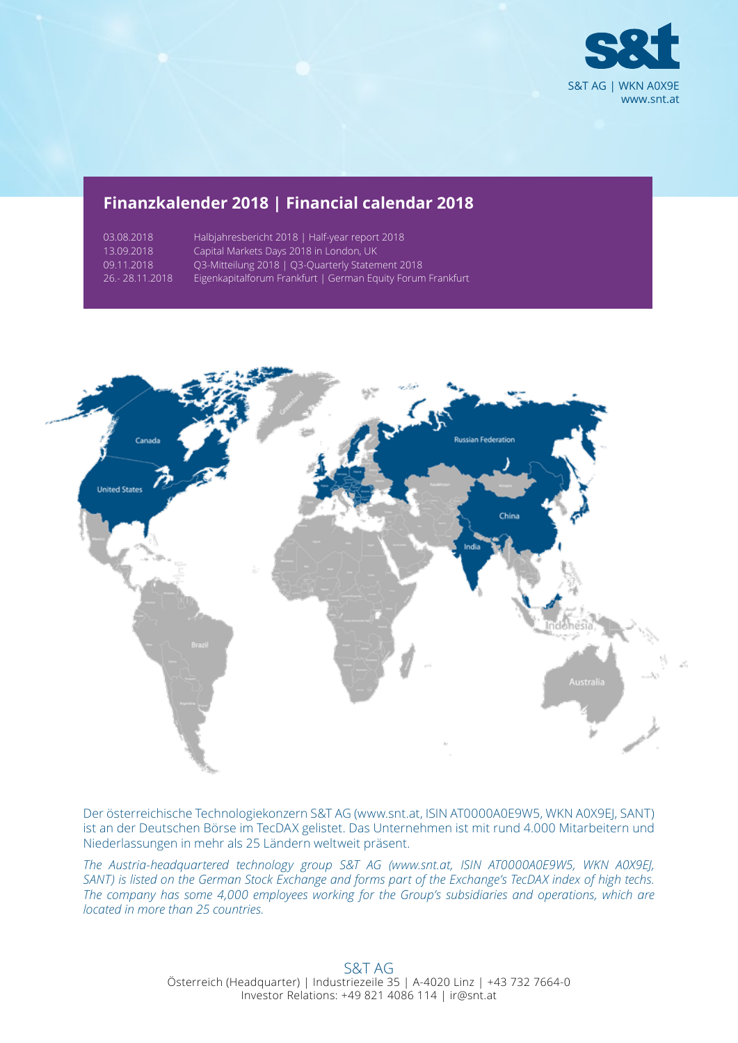S&T AG | WKN A0X9E
www.snt.at

## Finanzkalender 2018 | Financial calendar 2018

| | |
|---|---|
| 03.08.2018 | Halbjahresbericht 2018 \| Half-year report 2018 |
| 13.09.2018 | Capital Markets Days 2018 in London, UK |
| 09.11.2018 | Q3-Mitteilung 2018 \| Q3-Quarterly Statement 2018 |
| 26.- 28.11.2018 | Eigenkapitalforum Frankfurt \| German Equity Forum Frankfurt |

Canada
United States
Russian Federation
China
India
Indonesia
Australia
Brazil

Der österreichische Technologiekonzern S&T AG (www.snt.at, ISIN AT0000A0E9W5, WKN A0X9EJ, SANT) ist an der Deutschen Börse im TecDAX gelistet. Das Unternehmen ist mit rund 4.000 Mitarbeitern und Niederlassungen in mehr als 25 Ländern weltweit präsent.

*The Austria-headquartered technology group S&T AG (www.snt.at, ISIN AT0000A0E9W5, WKN A0X9EJ, SANT) is listed on the German Stock Exchange and forms part of the Exchange's TecDAX index of high techs. The company has some 4,000 employees working for the Group's subsidiaries and operations, which are located in more than 25 countries.*

S&T AG
Österreich (Headquarter) | Industriezeile 35 | A-4020 Linz | +43 732 7664-0
Investor Relations: +49 821 4086 114 | ir@snt.at